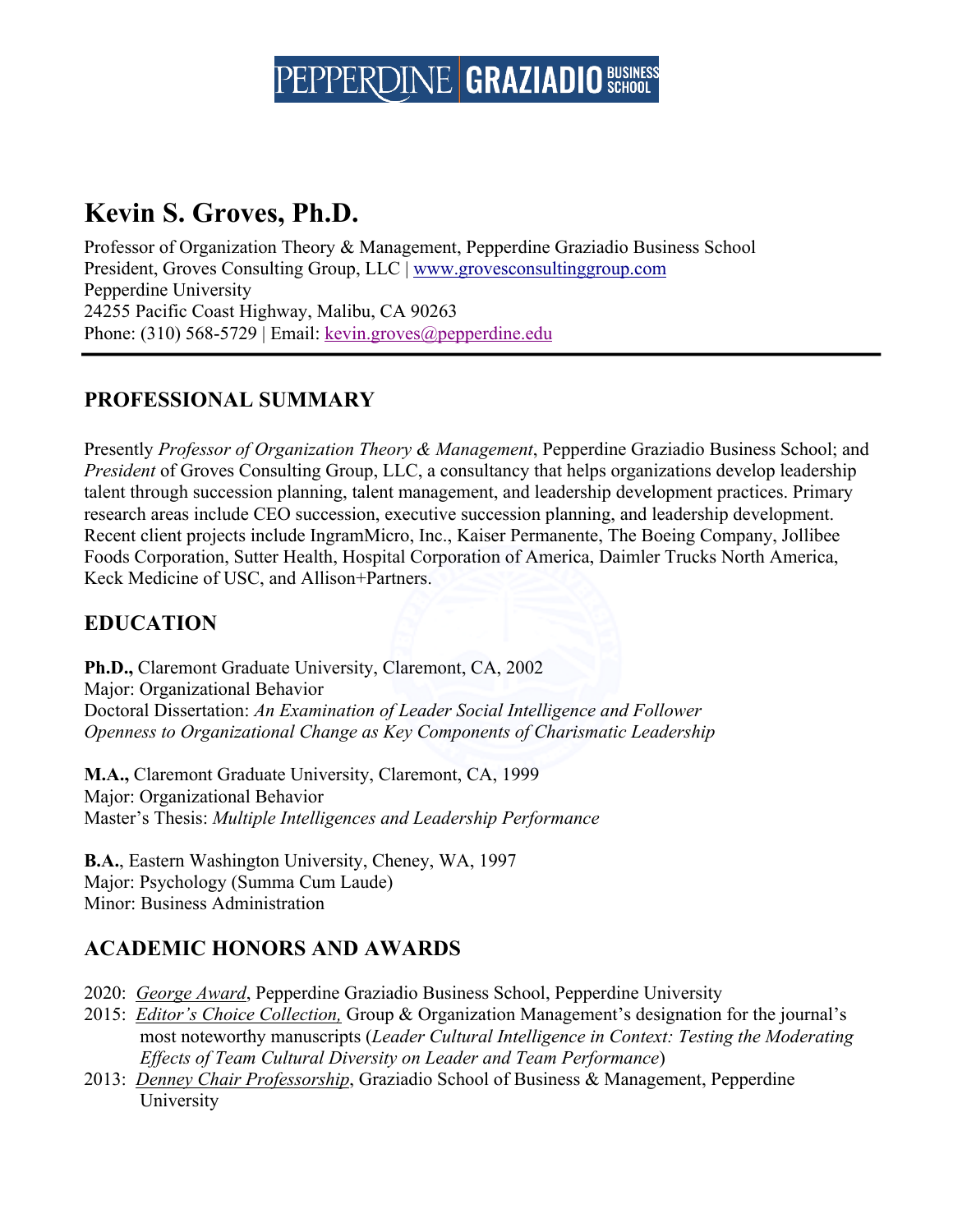PEPPERDINE GRAZIADIO BUSINESS SCHOOL

# Kevin S. Groves, Ph.D.

Professor of Organization Theory & Management, Pepperdine Graziadio Business School
President, Groves Consulting Group, LLC | www.grovesconsultinggroup.com
Pepperdine University
24255 Pacific Coast Highway, Malibu, CA 90263
Phone: (310) 568-5729 | Email: kevin.groves@pepperdine.edu

---

## PROFESSIONAL SUMMARY

Presently *Professor of Organization Theory & Management*, Pepperdine Graziadio Business School; and *President* of Groves Consulting Group, LLC, a consultancy that helps organizations develop leadership talent through succession planning, talent management, and leadership development practices. Primary research areas include CEO succession, executive succession planning, and leadership development. Recent client projects include IngramMicro, Inc., Kaiser Permanente, The Boeing Company, Jollibee Foods Corporation, Sutter Health, Hospital Corporation of America, Daimler Trucks North America, Keck Medicine of USC, and Allison+Partners.

## EDUCATION

**Ph.D.,** Claremont Graduate University, Claremont, CA, 2002
Major: Organizational Behavior
Doctoral Dissertation: *An Examination of Leader Social Intelligence and Follower Openness to Organizational Change as Key Components of Charismatic Leadership*

**M.A.,** Claremont Graduate University, Claremont, CA, 1999
Major: Organizational Behavior
Master's Thesis: *Multiple Intelligences and Leadership Performance*

**B.A.**, Eastern Washington University, Cheney, WA, 1997
Major: Psychology (Summa Cum Laude)
Minor: Business Administration

## ACADEMIC HONORS AND AWARDS

- 2020: *George Award*, Pepperdine Graziadio Business School, Pepperdine University
- 2015: *Editor's Choice Collection,* Group & Organization Management's designation for the journal's most noteworthy manuscripts (*Leader Cultural Intelligence in Context: Testing the Moderating Effects of Team Cultural Diversity on Leader and Team Performance*)
- 2013: *Denney Chair Professorship*, Graziadio School of Business & Management, Pepperdine University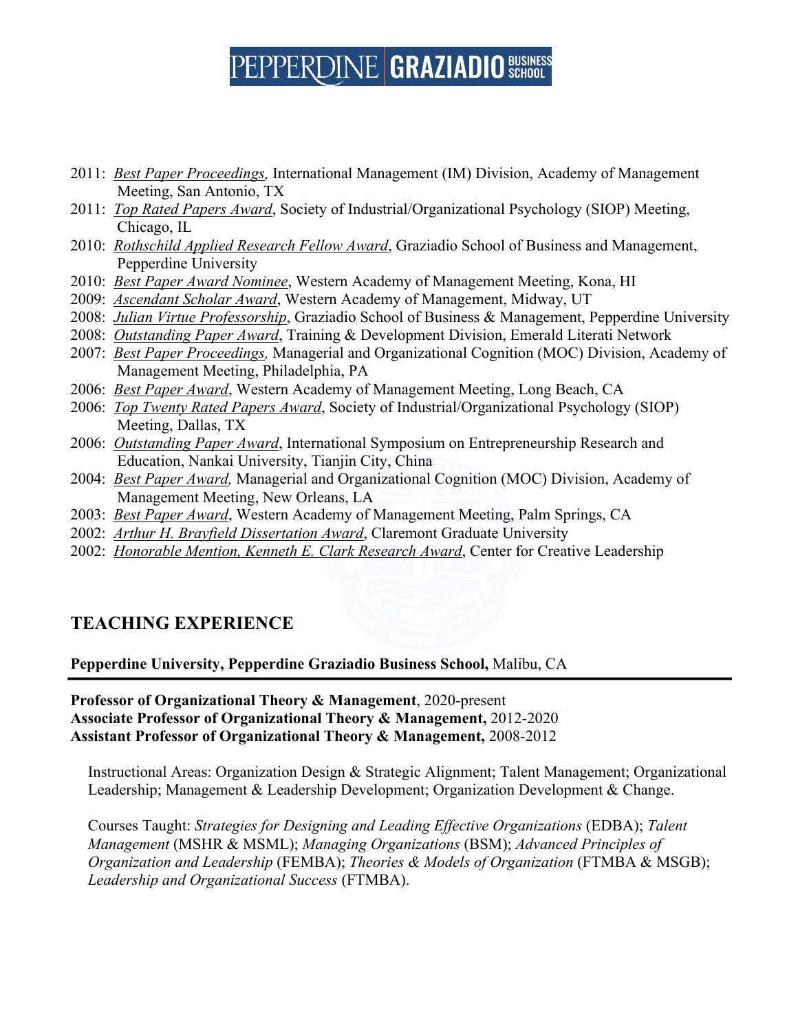- 2011: *Best Paper Proceedings,* International Management (IM) Division, Academy of Management Meeting, San Antonio, TX
- 2011: *Top Rated Papers Award*, Society of Industrial/Organizational Psychology (SIOP) Meeting, Chicago, IL
- 2010: *Rothschild Applied Research Fellow Award*, Graziadio School of Business and Management, Pepperdine University
- 2010: *Best Paper Award Nominee*, Western Academy of Management Meeting, Kona, HI
- 2009: *Ascendant Scholar Award*, Western Academy of Management, Midway, UT
- 2008: *Julian Virtue Professorship*, Graziadio School of Business & Management, Pepperdine University
- 2008: *Outstanding Paper Award*, Training & Development Division, Emerald Literati Network
- 2007: *Best Paper Proceedings,* Managerial and Organizational Cognition (MOC) Division, Academy of Management Meeting, Philadelphia, PA
- 2006: *Best Paper Award*, Western Academy of Management Meeting, Long Beach, CA
- 2006: *Top Twenty Rated Papers Award*, Society of Industrial/Organizational Psychology (SIOP) Meeting, Dallas, TX
- 2006: *Outstanding Paper Award*, International Symposium on Entrepreneurship Research and Education, Nankai University, Tianjin City, China
- 2004: *Best Paper Award,* Managerial and Organizational Cognition (MOC) Division, Academy of Management Meeting, New Orleans, LA
- 2003: *Best Paper Award*, Western Academy of Management Meeting, Palm Springs, CA
- 2002: *Arthur H. Brayfield Dissertation Award*, Claremont Graduate University
- 2002: *Honorable Mention, Kenneth E. Clark Research Award*, Center for Creative Leadership

## TEACHING EXPERIENCE

**Pepperdine University, Pepperdine Graziadio Business School,** Malibu, CA

**Professor of Organizational Theory & Management**, 2020-present
**Associate Professor of Organizational Theory & Management,** 2012-2020
**Assistant Professor of Organizational Theory & Management,** 2008-2012

Instructional Areas: Organization Design & Strategic Alignment; Talent Management; Organizational Leadership; Management & Leadership Development; Organization Development & Change.

Courses Taught: *Strategies for Designing and Leading Effective Organizations* (EDBA); *Talent Management* (MSHR & MSML); *Managing Organizations* (BSM); *Advanced Principles of Organization and Leadership* (FEMBA); *Theories & Models of Organization* (FTMBA & MSGB); *Leadership and Organizational Success* (FTMBA).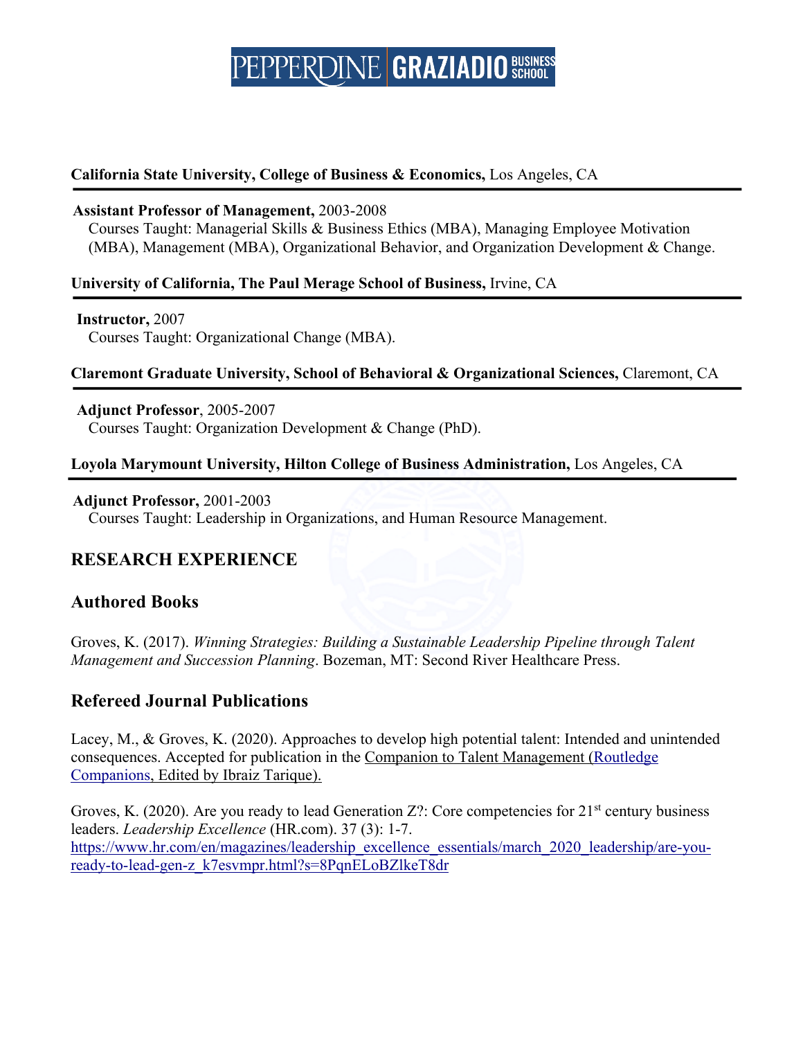**California State University, College of Business & Economics,** Los Angeles, CA

**Assistant Professor of Management,** 2003-2008
Courses Taught: Managerial Skills & Business Ethics (MBA), Managing Employee Motivation (MBA), Management (MBA), Organizational Behavior, and Organization Development & Change.

**University of California, The Paul Merage School of Business,** Irvine, CA

**Instructor,** 2007
Courses Taught: Organizational Change (MBA).

**Claremont Graduate University, School of Behavioral & Organizational Sciences,** Claremont, CA

**Adjunct Professor**, 2005-2007
Courses Taught: Organization Development & Change (PhD).

**Loyola Marymount University, Hilton College of Business Administration,** Los Angeles, CA

**Adjunct Professor,** 2001-2003
Courses Taught: Leadership in Organizations, and Human Resource Management.

## RESEARCH EXPERIENCE

### Authored Books

Groves, K. (2017). *Winning Strategies: Building a Sustainable Leadership Pipeline through Talent Management and Succession Planning*. Bozeman, MT: Second River Healthcare Press.

### Refereed Journal Publications

Lacey, M., & Groves, K. (2020). Approaches to develop high potential talent: Intended and unintended consequences. Accepted for publication in the Companion to Talent Management (Routledge Companions, Edited by Ibraiz Tarique).

Groves, K. (2020). Are you ready to lead Generation Z?: Core competencies for 21st century business leaders. *Leadership Excellence* (HR.com). 37 (3): 1-7. https://www.hr.com/en/magazines/leadership_excellence_essentials/march_2020_leadership/are-you-ready-to-lead-gen-z_k7esvmpr.html?s=8PqnELoBZlkeT8dr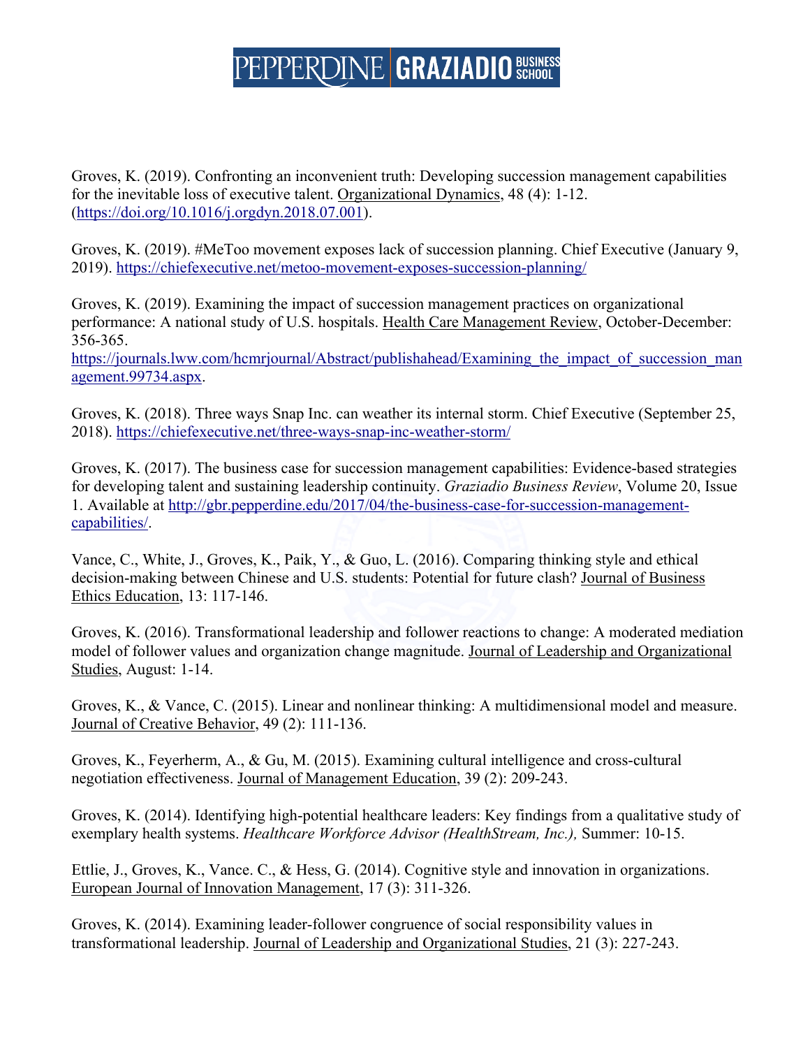Groves, K. (2019). Confronting an inconvenient truth: Developing succession management capabilities for the inevitable loss of executive talent. Organizational Dynamics, 48 (4): 1-12. (https://doi.org/10.1016/j.orgdyn.2018.07.001).

Groves, K. (2019). #MeToo movement exposes lack of succession planning. Chief Executive (January 9, 2019). https://chiefexecutive.net/metoo-movement-exposes-succession-planning/

Groves, K. (2019). Examining the impact of succession management practices on organizational performance: A national study of U.S. hospitals. Health Care Management Review, October-December: 356-365. https://journals.lww.com/hcmrjournal/Abstract/publishahead/Examining_the_impact_of_succession_management.99734.aspx.

Groves, K. (2018). Three ways Snap Inc. can weather its internal storm. Chief Executive (September 25, 2018). https://chiefexecutive.net/three-ways-snap-inc-weather-storm/

Groves, K. (2017). The business case for succession management capabilities: Evidence-based strategies for developing talent and sustaining leadership continuity. *Graziadio Business Review*, Volume 20, Issue 1. Available at http://gbr.pepperdine.edu/2017/04/the-business-case-for-succession-management-capabilities/.

Vance, C., White, J., Groves, K., Paik, Y., & Guo, L. (2016). Comparing thinking style and ethical decision-making between Chinese and U.S. students: Potential for future clash? Journal of Business Ethics Education, 13: 117-146.

Groves, K. (2016). Transformational leadership and follower reactions to change: A moderated mediation model of follower values and organization change magnitude. Journal of Leadership and Organizational Studies, August: 1-14.

Groves, K., & Vance, C. (2015). Linear and nonlinear thinking: A multidimensional model and measure. Journal of Creative Behavior, 49 (2): 111-136.

Groves, K., Feyerherm, A., & Gu, M. (2015). Examining cultural intelligence and cross-cultural negotiation effectiveness. Journal of Management Education, 39 (2): 209-243.

Groves, K. (2014). Identifying high-potential healthcare leaders: Key findings from a qualitative study of exemplary health systems. *Healthcare Workforce Advisor (HealthStream, Inc.),* Summer: 10-15.

Ettlie, J., Groves, K., Vance. C., & Hess, G. (2014). Cognitive style and innovation in organizations. European Journal of Innovation Management, 17 (3): 311-326.

Groves, K. (2014). Examining leader-follower congruence of social responsibility values in transformational leadership. Journal of Leadership and Organizational Studies, 21 (3): 227-243.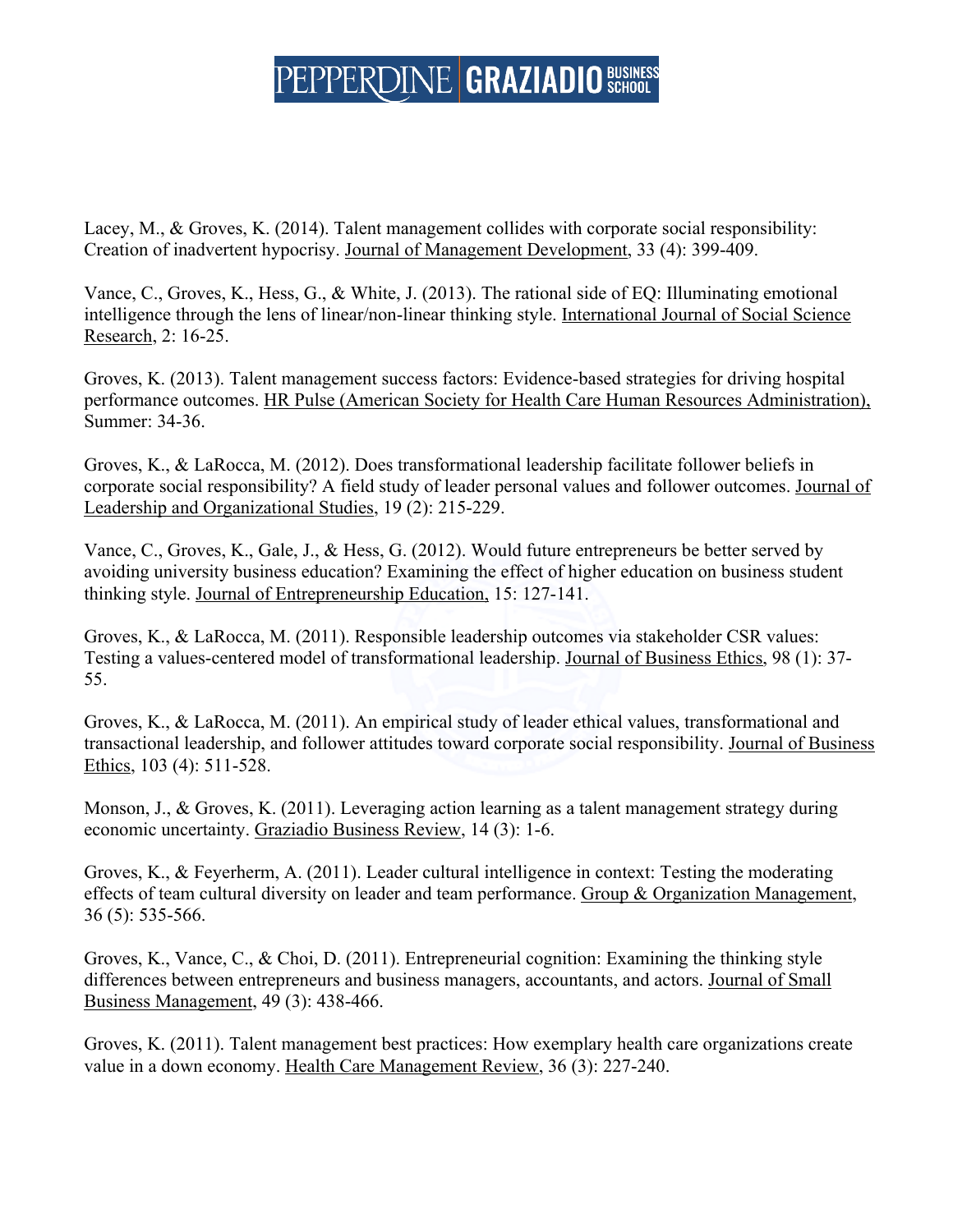Lacey, M., & Groves, K. (2014). Talent management collides with corporate social responsibility: Creation of inadvertent hypocrisy. Journal of Management Development, 33 (4): 399-409.

Vance, C., Groves, K., Hess, G., & White, J. (2013). The rational side of EQ: Illuminating emotional intelligence through the lens of linear/non-linear thinking style. International Journal of Social Science Research, 2: 16-25.

Groves, K. (2013). Talent management success factors: Evidence-based strategies for driving hospital performance outcomes. HR Pulse (American Society for Health Care Human Resources Administration), Summer: 34-36.

Groves, K., & LaRocca, M. (2012). Does transformational leadership facilitate follower beliefs in corporate social responsibility? A field study of leader personal values and follower outcomes. Journal of Leadership and Organizational Studies, 19 (2): 215-229.

Vance, C., Groves, K., Gale, J., & Hess, G. (2012). Would future entrepreneurs be better served by avoiding university business education? Examining the effect of higher education on business student thinking style. Journal of Entrepreneurship Education, 15: 127-141.

Groves, K., & LaRocca, M. (2011). Responsible leadership outcomes via stakeholder CSR values: Testing a values-centered model of transformational leadership. Journal of Business Ethics, 98 (1): 37-55.

Groves, K., & LaRocca, M. (2011). An empirical study of leader ethical values, transformational and transactional leadership, and follower attitudes toward corporate social responsibility. Journal of Business Ethics, 103 (4): 511-528.

Monson, J., & Groves, K. (2011). Leveraging action learning as a talent management strategy during economic uncertainty. Graziadio Business Review, 14 (3): 1-6.

Groves, K., & Feyerherm, A. (2011). Leader cultural intelligence in context: Testing the moderating effects of team cultural diversity on leader and team performance. Group & Organization Management, 36 (5): 535-566.

Groves, K., Vance, C., & Choi, D. (2011). Entrepreneurial cognition: Examining the thinking style differences between entrepreneurs and business managers, accountants, and actors. Journal of Small Business Management, 49 (3): 438-466.

Groves, K. (2011). Talent management best practices: How exemplary health care organizations create value in a down economy. Health Care Management Review, 36 (3): 227-240.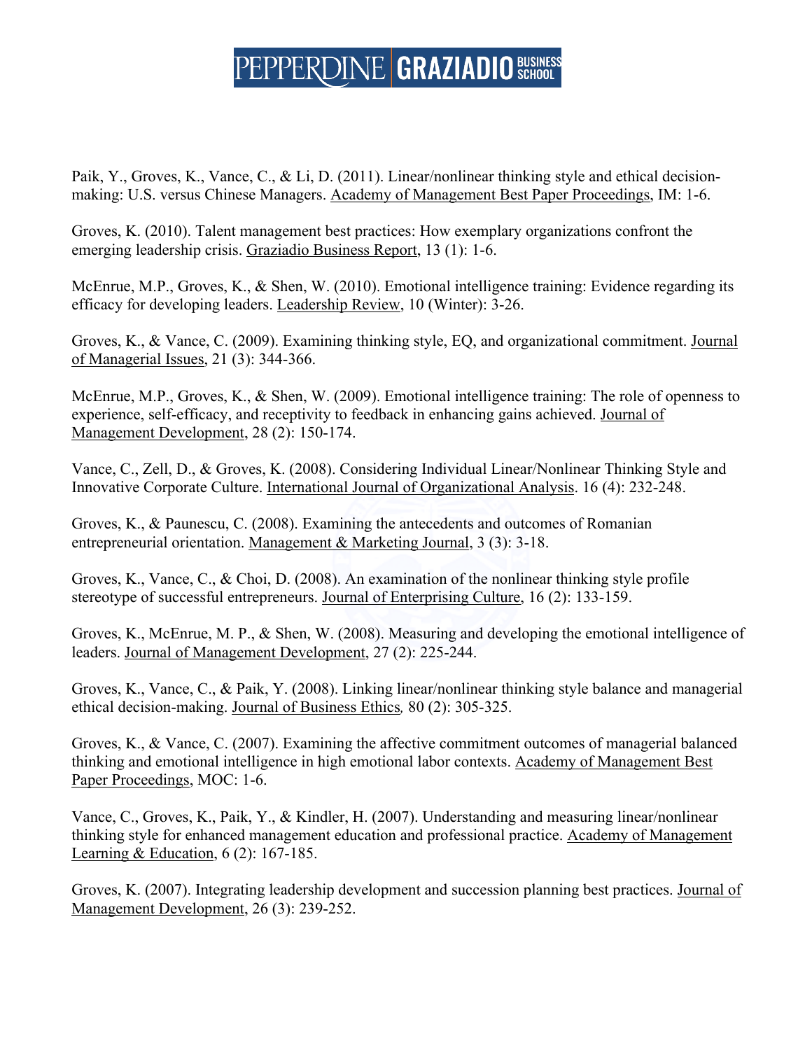Paik, Y., Groves, K., Vance, C., & Li, D. (2011). Linear/nonlinear thinking style and ethical decision-making: U.S. versus Chinese Managers. Academy of Management Best Paper Proceedings, IM: 1-6.

Groves, K. (2010). Talent management best practices: How exemplary organizations confront the emerging leadership crisis. Graziadio Business Report, 13 (1): 1-6.

McEnrue, M.P., Groves, K., & Shen, W. (2010). Emotional intelligence training: Evidence regarding its efficacy for developing leaders. Leadership Review, 10 (Winter): 3-26.

Groves, K., & Vance, C. (2009). Examining thinking style, EQ, and organizational commitment. Journal of Managerial Issues, 21 (3): 344-366.

McEnrue, M.P., Groves, K., & Shen, W. (2009). Emotional intelligence training: The role of openness to experience, self-efficacy, and receptivity to feedback in enhancing gains achieved. Journal of Management Development, 28 (2): 150-174.

Vance, C., Zell, D., & Groves, K. (2008). Considering Individual Linear/Nonlinear Thinking Style and Innovative Corporate Culture. International Journal of Organizational Analysis. 16 (4): 232-248.

Groves, K., & Paunescu, C. (2008). Examining the antecedents and outcomes of Romanian entrepreneurial orientation. Management & Marketing Journal, 3 (3): 3-18.

Groves, K., Vance, C., & Choi, D. (2008). An examination of the nonlinear thinking style profile stereotype of successful entrepreneurs. Journal of Enterprising Culture, 16 (2): 133-159.

Groves, K., McEnrue, M. P., & Shen, W. (2008). Measuring and developing the emotional intelligence of leaders. Journal of Management Development, 27 (2): 225-244.

Groves, K., Vance, C., & Paik, Y. (2008). Linking linear/nonlinear thinking style balance and managerial ethical decision-making. *Journal of Business Ethics,* 80 (2): 305-325.

Groves, K., & Vance, C. (2007). Examining the affective commitment outcomes of managerial balanced thinking and emotional intelligence in high emotional labor contexts. Academy of Management Best Paper Proceedings, MOC: 1-6.

Vance, C., Groves, K., Paik, Y., & Kindler, H. (2007). Understanding and measuring linear/nonlinear thinking style for enhanced management education and professional practice. Academy of Management Learning & Education, 6 (2): 167-185.

Groves, K. (2007). Integrating leadership development and succession planning best practices. Journal of Management Development, 26 (3): 239-252.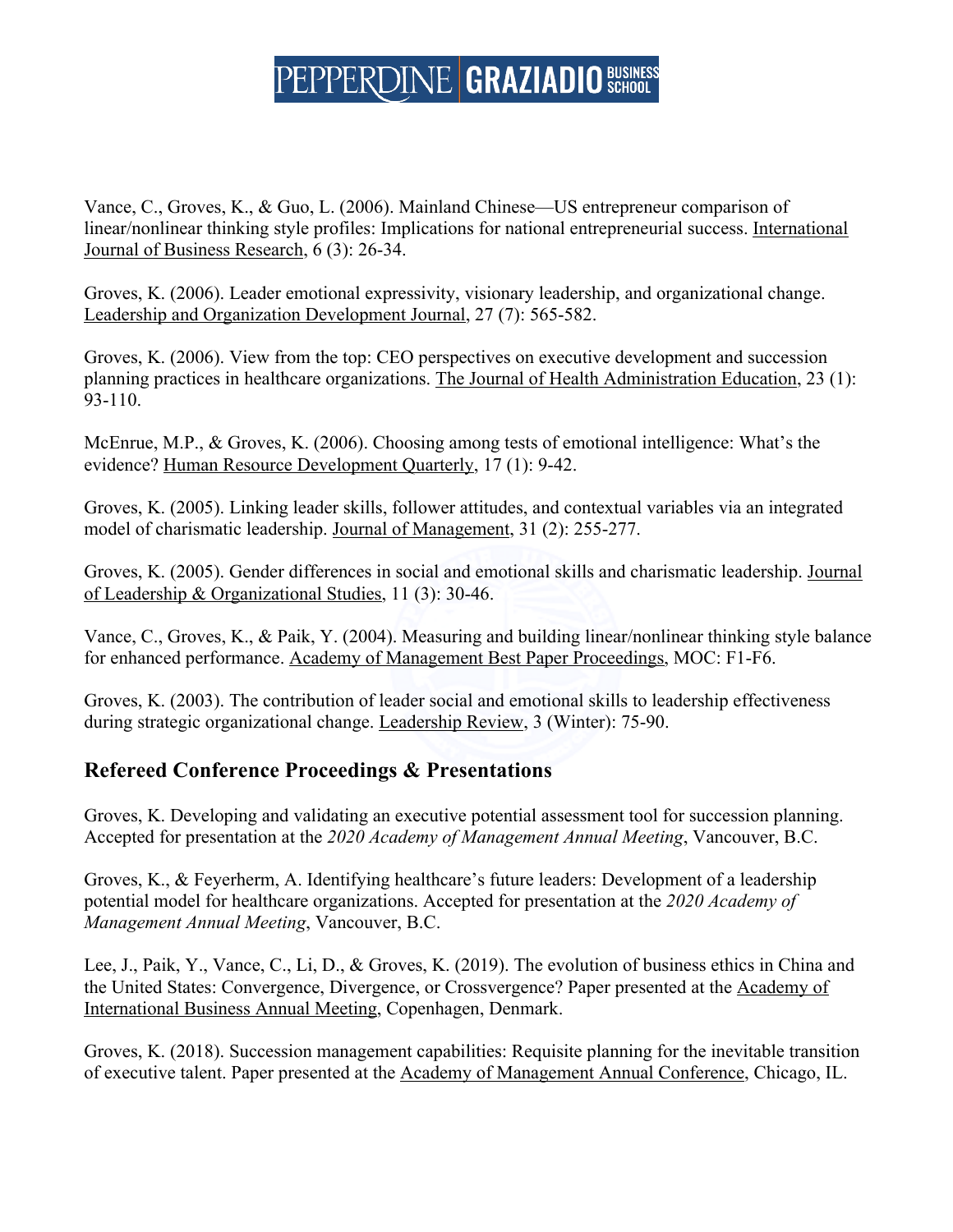Vance, C., Groves, K., & Guo, L. (2006). Mainland Chinese—US entrepreneur comparison of linear/nonlinear thinking style profiles: Implications for national entrepreneurial success. International Journal of Business Research, 6 (3): 26-34.

Groves, K. (2006). Leader emotional expressivity, visionary leadership, and organizational change. Leadership and Organization Development Journal, 27 (7): 565-582.

Groves, K. (2006). View from the top: CEO perspectives on executive development and succession planning practices in healthcare organizations. The Journal of Health Administration Education, 23 (1): 93-110.

McEnrue, M.P., & Groves, K. (2006). Choosing among tests of emotional intelligence: What's the evidence? Human Resource Development Quarterly, 17 (1): 9-42.

Groves, K. (2005). Linking leader skills, follower attitudes, and contextual variables via an integrated model of charismatic leadership. Journal of Management, 31 (2): 255-277.

Groves, K. (2005). Gender differences in social and emotional skills and charismatic leadership. Journal of Leadership & Organizational Studies, 11 (3): 30-46.

Vance, C., Groves, K., & Paik, Y. (2004). Measuring and building linear/nonlinear thinking style balance for enhanced performance. Academy of Management Best Paper Proceedings, MOC: F1-F6.

Groves, K. (2003). The contribution of leader social and emotional skills to leadership effectiveness during strategic organizational change. Leadership Review, 3 (Winter): 75-90.

## Refereed Conference Proceedings & Presentations

Groves, K. Developing and validating an executive potential assessment tool for succession planning. Accepted for presentation at the *2020 Academy of Management Annual Meeting*, Vancouver, B.C.

Groves, K., & Feyerherm, A. Identifying healthcare's future leaders: Development of a leadership potential model for healthcare organizations. Accepted for presentation at the *2020 Academy of Management Annual Meeting*, Vancouver, B.C.

Lee, J., Paik, Y., Vance, C., Li, D., & Groves, K. (2019). The evolution of business ethics in China and the United States: Convergence, Divergence, or Crossvergence? Paper presented at the Academy of International Business Annual Meeting, Copenhagen, Denmark.

Groves, K. (2018). Succession management capabilities: Requisite planning for the inevitable transition of executive talent. Paper presented at the Academy of Management Annual Conference, Chicago, IL.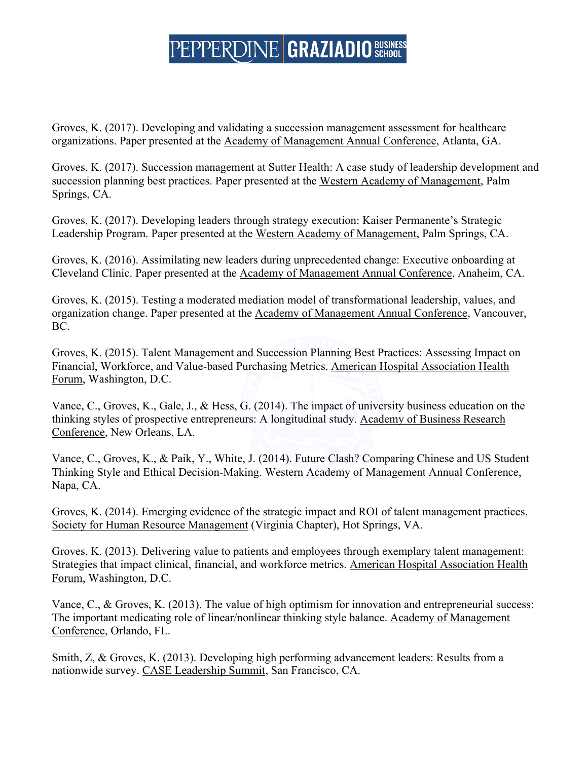Groves, K. (2017). Developing and validating a succession management assessment for healthcare organizations. Paper presented at the Academy of Management Annual Conference, Atlanta, GA.

Groves, K. (2017). Succession management at Sutter Health: A case study of leadership development and succession planning best practices. Paper presented at the Western Academy of Management, Palm Springs, CA.

Groves, K. (2017). Developing leaders through strategy execution: Kaiser Permanente's Strategic Leadership Program. Paper presented at the Western Academy of Management, Palm Springs, CA.

Groves, K. (2016). Assimilating new leaders during unprecedented change: Executive onboarding at Cleveland Clinic. Paper presented at the Academy of Management Annual Conference, Anaheim, CA.

Groves, K. (2015). Testing a moderated mediation model of transformational leadership, values, and organization change. Paper presented at the Academy of Management Annual Conference, Vancouver, BC.

Groves, K. (2015). Talent Management and Succession Planning Best Practices: Assessing Impact on Financial, Workforce, and Value-based Purchasing Metrics. American Hospital Association Health Forum, Washington, D.C.

Vance, C., Groves, K., Gale, J., & Hess, G. (2014). The impact of university business education on the thinking styles of prospective entrepreneurs: A longitudinal study. Academy of Business Research Conference, New Orleans, LA.

Vance, C., Groves, K., & Paik, Y., White, J. (2014). Future Clash? Comparing Chinese and US Student Thinking Style and Ethical Decision-Making. Western Academy of Management Annual Conference, Napa, CA.

Groves, K. (2014). Emerging evidence of the strategic impact and ROI of talent management practices. Society for Human Resource Management (Virginia Chapter), Hot Springs, VA.

Groves, K. (2013). Delivering value to patients and employees through exemplary talent management: Strategies that impact clinical, financial, and workforce metrics. American Hospital Association Health Forum, Washington, D.C.

Vance, C., & Groves, K. (2013). The value of high optimism for innovation and entrepreneurial success: The important medicating role of linear/nonlinear thinking style balance. Academy of Management Conference, Orlando, FL.

Smith, Z, & Groves, K. (2013). Developing high performing advancement leaders: Results from a nationwide survey. CASE Leadership Summit, San Francisco, CA.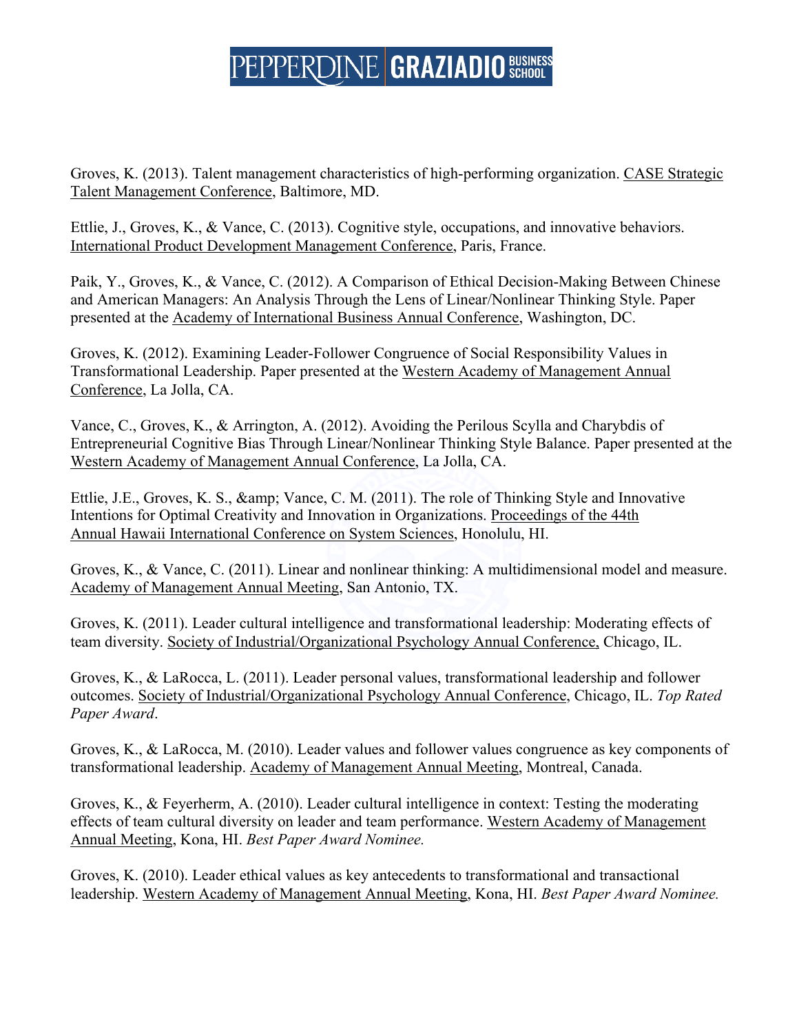Groves, K. (2013). Talent management characteristics of high-performing organization. <u>CASE Strategic Talent Management Conference</u>, Baltimore, MD.

Ettlie, J., Groves, K., & Vance, C. (2013). Cognitive style, occupations, and innovative behaviors. <u>International Product Development Management Conference</u>, Paris, France.

Paik, Y., Groves, K., & Vance, C. (2012). A Comparison of Ethical Decision-Making Between Chinese and American Managers: An Analysis Through the Lens of Linear/Nonlinear Thinking Style. Paper presented at the <u>Academy of International Business Annual Conference</u>, Washington, DC.

Groves, K. (2012). Examining Leader-Follower Congruence of Social Responsibility Values in Transformational Leadership. Paper presented at the <u>Western Academy of Management Annual Conference</u>, La Jolla, CA.

Vance, C., Groves, K., & Arrington, A. (2012). Avoiding the Perilous Scylla and Charybdis of Entrepreneurial Cognitive Bias Through Linear/Nonlinear Thinking Style Balance. Paper presented at the <u>Western Academy of Management Annual Conference</u>, La Jolla, CA.

Ettlie, J.E., Groves, K. S., &amp; Vance, C. M. (2011). The role of Thinking Style and Innovative Intentions for Optimal Creativity and Innovation in Organizations. <u>Proceedings of the 44th Annual Hawaii International Conference on System Sciences</u>, Honolulu, HI.

Groves, K., & Vance, C. (2011). Linear and nonlinear thinking: A multidimensional model and measure. <u>Academy of Management Annual Meeting</u>, San Antonio, TX.

Groves, K. (2011). Leader cultural intelligence and transformational leadership: Moderating effects of team diversity. <u>Society of Industrial/Organizational Psychology Annual Conference,</u> Chicago, IL.

Groves, K., & LaRocca, L. (2011). Leader personal values, transformational leadership and follower outcomes. <u>Society of Industrial/Organizational Psychology Annual Conference</u>, Chicago, IL. *Top Rated Paper Award*.

Groves, K., & LaRocca, M. (2010). Leader values and follower values congruence as key components of transformational leadership. <u>Academy of Management Annual Meeting</u>, Montreal, Canada.

Groves, K., & Feyerherm, A. (2010). Leader cultural intelligence in context: Testing the moderating effects of team cultural diversity on leader and team performance. <u>Western Academy of Management Annual Meeting</u>, Kona, HI. *Best Paper Award Nominee.*

Groves, K. (2010). Leader ethical values as key antecedents to transformational and transactional leadership. <u>Western Academy of Management Annual Meeting</u>, Kona, HI. *Best Paper Award Nominee.*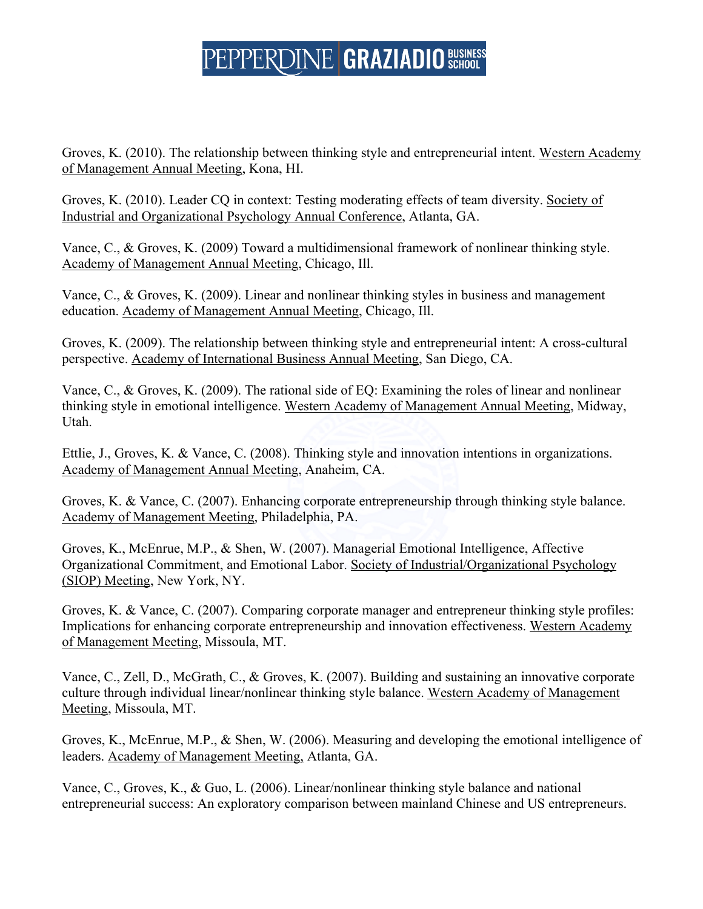Groves, K. (2010). The relationship between thinking style and entrepreneurial intent. Western Academy of Management Annual Meeting, Kona, HI.

Groves, K. (2010). Leader CQ in context: Testing moderating effects of team diversity. Society of Industrial and Organizational Psychology Annual Conference, Atlanta, GA.

Vance, C., & Groves, K. (2009) Toward a multidimensional framework of nonlinear thinking style. Academy of Management Annual Meeting, Chicago, Ill.

Vance, C., & Groves, K. (2009). Linear and nonlinear thinking styles in business and management education. Academy of Management Annual Meeting, Chicago, Ill.

Groves, K. (2009). The relationship between thinking style and entrepreneurial intent: A cross-cultural perspective. Academy of International Business Annual Meeting, San Diego, CA.

Vance, C., & Groves, K. (2009). The rational side of EQ: Examining the roles of linear and nonlinear thinking style in emotional intelligence. Western Academy of Management Annual Meeting, Midway, Utah.

Ettlie, J., Groves, K. & Vance, C. (2008). Thinking style and innovation intentions in organizations. Academy of Management Annual Meeting, Anaheim, CA.

Groves, K. & Vance, C. (2007). Enhancing corporate entrepreneurship through thinking style balance. Academy of Management Meeting, Philadelphia, PA.

Groves, K., McEnrue, M.P., & Shen, W. (2007). Managerial Emotional Intelligence, Affective Organizational Commitment, and Emotional Labor. Society of Industrial/Organizational Psychology (SIOP) Meeting, New York, NY.

Groves, K. & Vance, C. (2007). Comparing corporate manager and entrepreneur thinking style profiles: Implications for enhancing corporate entrepreneurship and innovation effectiveness. Western Academy of Management Meeting, Missoula, MT.

Vance, C., Zell, D., McGrath, C., & Groves, K. (2007). Building and sustaining an innovative corporate culture through individual linear/nonlinear thinking style balance. Western Academy of Management Meeting, Missoula, MT.

Groves, K., McEnrue, M.P., & Shen, W. (2006). Measuring and developing the emotional intelligence of leaders. Academy of Management Meeting, Atlanta, GA.

Vance, C., Groves, K., & Guo, L. (2006). Linear/nonlinear thinking style balance and national entrepreneurial success: An exploratory comparison between mainland Chinese and US entrepreneurs.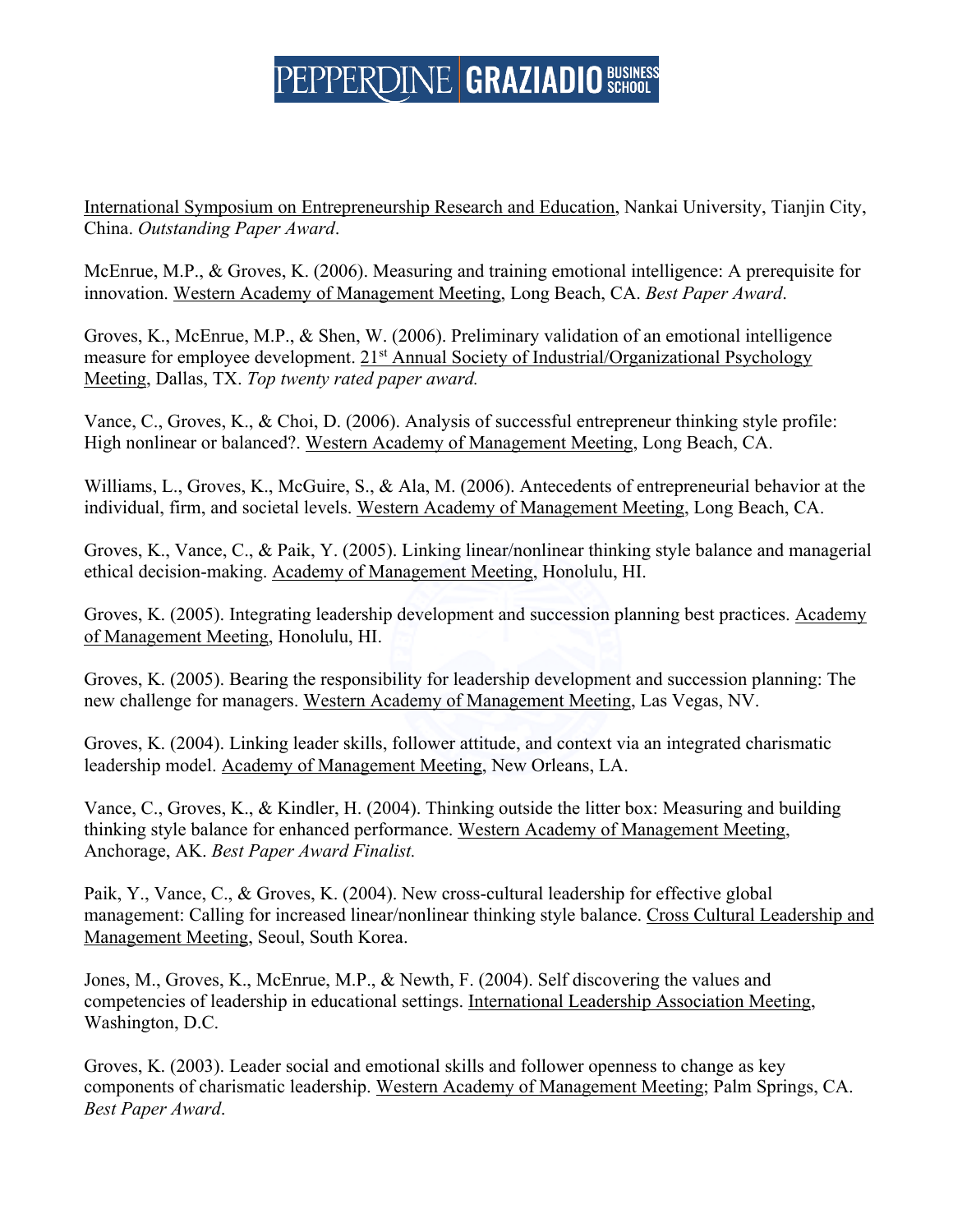International Symposium on Entrepreneurship Research and Education, Nankai University, Tianjin City, China. *Outstanding Paper Award*.

McEnrue, M.P., & Groves, K. (2006). Measuring and training emotional intelligence: A prerequisite for innovation. Western Academy of Management Meeting, Long Beach, CA. *Best Paper Award*.

Groves, K., McEnrue, M.P., & Shen, W. (2006). Preliminary validation of an emotional intelligence measure for employee development. 21st Annual Society of Industrial/Organizational Psychology Meeting, Dallas, TX. *Top twenty rated paper award.*

Vance, C., Groves, K., & Choi, D. (2006). Analysis of successful entrepreneur thinking style profile: High nonlinear or balanced?. Western Academy of Management Meeting, Long Beach, CA.

Williams, L., Groves, K., McGuire, S., & Ala, M. (2006). Antecedents of entrepreneurial behavior at the individual, firm, and societal levels. Western Academy of Management Meeting, Long Beach, CA.

Groves, K., Vance, C., & Paik, Y. (2005). Linking linear/nonlinear thinking style balance and managerial ethical decision-making. Academy of Management Meeting, Honolulu, HI.

Groves, K. (2005). Integrating leadership development and succession planning best practices. Academy of Management Meeting, Honolulu, HI.

Groves, K. (2005). Bearing the responsibility for leadership development and succession planning: The new challenge for managers. Western Academy of Management Meeting, Las Vegas, NV.

Groves, K. (2004). Linking leader skills, follower attitude, and context via an integrated charismatic leadership model. Academy of Management Meeting, New Orleans, LA.

Vance, C., Groves, K., & Kindler, H. (2004). Thinking outside the litter box: Measuring and building thinking style balance for enhanced performance. Western Academy of Management Meeting, Anchorage, AK. *Best Paper Award Finalist.*

Paik, Y., Vance, C., & Groves, K. (2004). New cross-cultural leadership for effective global management: Calling for increased linear/nonlinear thinking style balance. Cross Cultural Leadership and Management Meeting, Seoul, South Korea.

Jones, M., Groves, K., McEnrue, M.P., & Newth, F. (2004). Self discovering the values and competencies of leadership in educational settings. International Leadership Association Meeting, Washington, D.C.

Groves, K. (2003). Leader social and emotional skills and follower openness to change as key components of charismatic leadership. Western Academy of Management Meeting; Palm Springs, CA. *Best Paper Award*.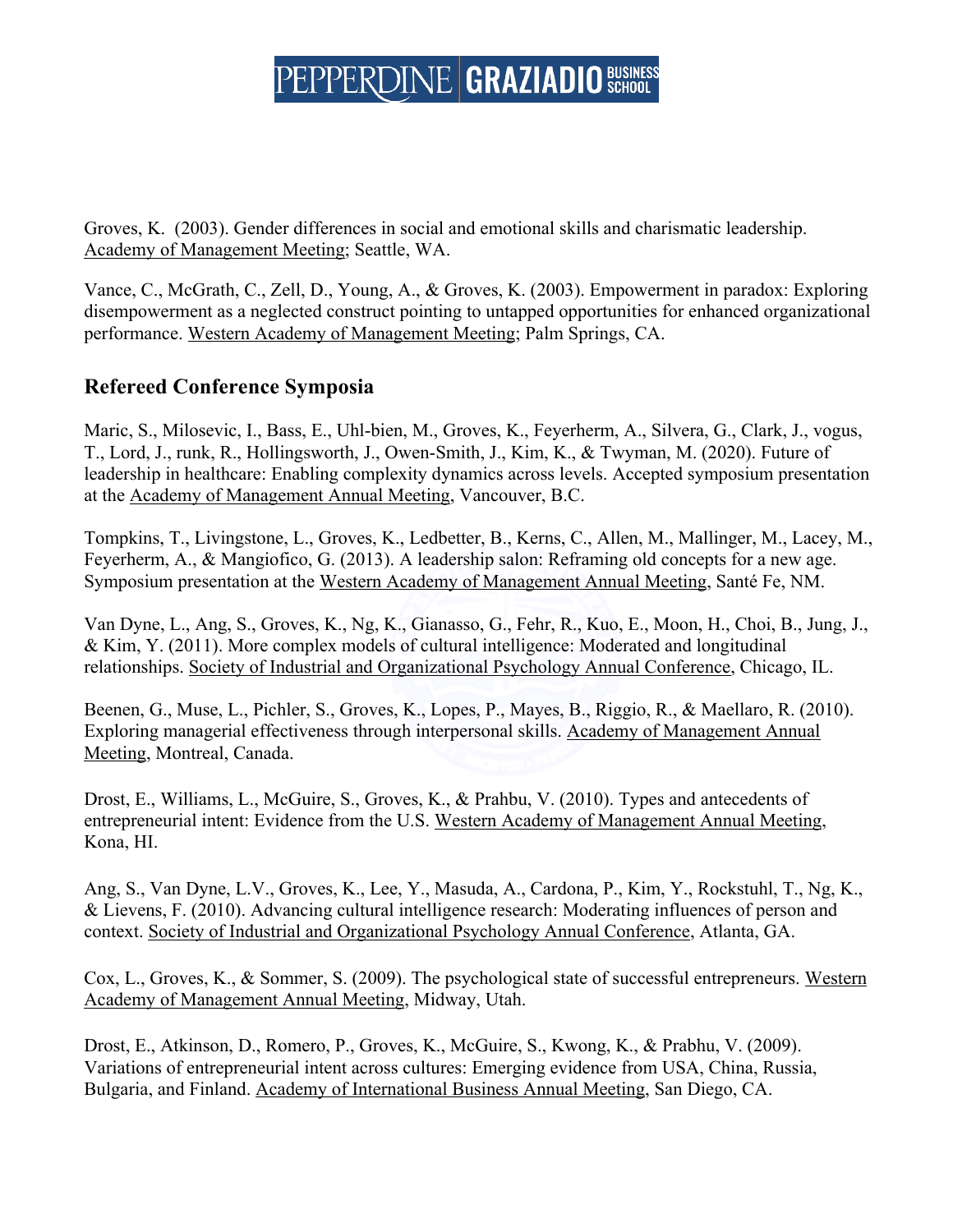Groves, K. (2003). Gender differences in social and emotional skills and charismatic leadership. Academy of Management Meeting; Seattle, WA.

Vance, C., McGrath, C., Zell, D., Young, A., & Groves, K. (2003). Empowerment in paradox: Exploring disempowerment as a neglected construct pointing to untapped opportunities for enhanced organizational performance. Western Academy of Management Meeting; Palm Springs, CA.

## Refereed Conference Symposia

Maric, S., Milosevic, I., Bass, E., Uhl-bien, M., Groves, K., Feyerherm, A., Silvera, G., Clark, J., vogus, T., Lord, J., runk, R., Hollingsworth, J., Owen-Smith, J., Kim, K., & Twyman, M. (2020). Future of leadership in healthcare: Enabling complexity dynamics across levels. Accepted symposium presentation at the Academy of Management Annual Meeting, Vancouver, B.C.

Tompkins, T., Livingstone, L., Groves, K., Ledbetter, B., Kerns, C., Allen, M., Mallinger, M., Lacey, M., Feyerherm, A., & Mangiofico, G. (2013). A leadership salon: Reframing old concepts for a new age. Symposium presentation at the Western Academy of Management Annual Meeting, Santé Fe, NM.

Van Dyne, L., Ang, S., Groves, K., Ng, K., Gianasso, G., Fehr, R., Kuo, E., Moon, H., Choi, B., Jung, J., & Kim, Y. (2011). More complex models of cultural intelligence: Moderated and longitudinal relationships. Society of Industrial and Organizational Psychology Annual Conference, Chicago, IL.

Beenen, G., Muse, L., Pichler, S., Groves, K., Lopes, P., Mayes, B., Riggio, R., & Maellaro, R. (2010). Exploring managerial effectiveness through interpersonal skills. Academy of Management Annual Meeting, Montreal, Canada.

Drost, E., Williams, L., McGuire, S., Groves, K., & Prahbu, V. (2010). Types and antecedents of entrepreneurial intent: Evidence from the U.S. Western Academy of Management Annual Meeting, Kona, HI.

Ang, S., Van Dyne, L.V., Groves, K., Lee, Y., Masuda, A., Cardona, P., Kim, Y., Rockstuhl, T., Ng, K., & Lievens, F. (2010). Advancing cultural intelligence research: Moderating influences of person and context. Society of Industrial and Organizational Psychology Annual Conference, Atlanta, GA.

Cox, L., Groves, K., & Sommer, S. (2009). The psychological state of successful entrepreneurs. Western Academy of Management Annual Meeting, Midway, Utah.

Drost, E., Atkinson, D., Romero, P., Groves, K., McGuire, S., Kwong, K., & Prabhu, V. (2009). Variations of entrepreneurial intent across cultures: Emerging evidence from USA, China, Russia, Bulgaria, and Finland. Academy of International Business Annual Meeting, San Diego, CA.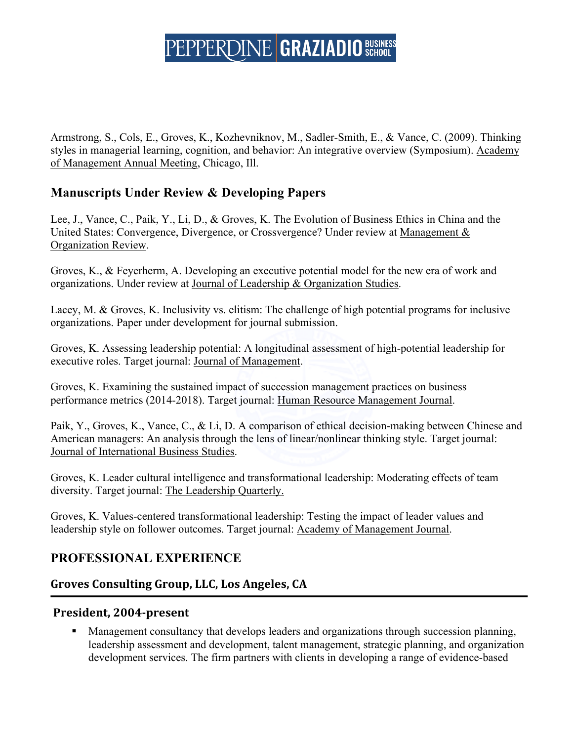Armstrong, S., Cols, E., Groves, K., Kozhevniknov, M., Sadler-Smith, E., & Vance, C. (2009). Thinking styles in managerial learning, cognition, and behavior: An integrative overview (Symposium). Academy of Management Annual Meeting, Chicago, Ill.

## Manuscripts Under Review & Developing Papers

Lee, J., Vance, C., Paik, Y., Li, D., & Groves, K. The Evolution of Business Ethics in China and the United States: Convergence, Divergence, or Crossvergence? Under review at Management & Organization Review.

Groves, K., & Feyerherm, A. Developing an executive potential model for the new era of work and organizations. Under review at Journal of Leadership & Organization Studies.

Lacey, M. & Groves, K. Inclusivity vs. elitism: The challenge of high potential programs for inclusive organizations. Paper under development for journal submission.

Groves, K. Assessing leadership potential: A longitudinal assessment of high-potential leadership for executive roles. Target journal: Journal of Management.

Groves, K. Examining the sustained impact of succession management practices on business performance metrics (2014-2018). Target journal: Human Resource Management Journal.

Paik, Y., Groves, K., Vance, C., & Li, D. A comparison of ethical decision-making between Chinese and American managers: An analysis through the lens of linear/nonlinear thinking style. Target journal: Journal of International Business Studies.

Groves, K. Leader cultural intelligence and transformational leadership: Moderating effects of team diversity. Target journal: The Leadership Quarterly.

Groves, K. Values-centered transformational leadership: Testing the impact of leader values and leadership style on follower outcomes. Target journal: Academy of Management Journal.

## PROFESSIONAL EXPERIENCE

### Groves Consulting Group, LLC, Los Angeles, CA

#### President, 2004-present

- Management consultancy that develops leaders and organizations through succession planning, leadership assessment and development, talent management, strategic planning, and organization development services. The firm partners with clients in developing a range of evidence-based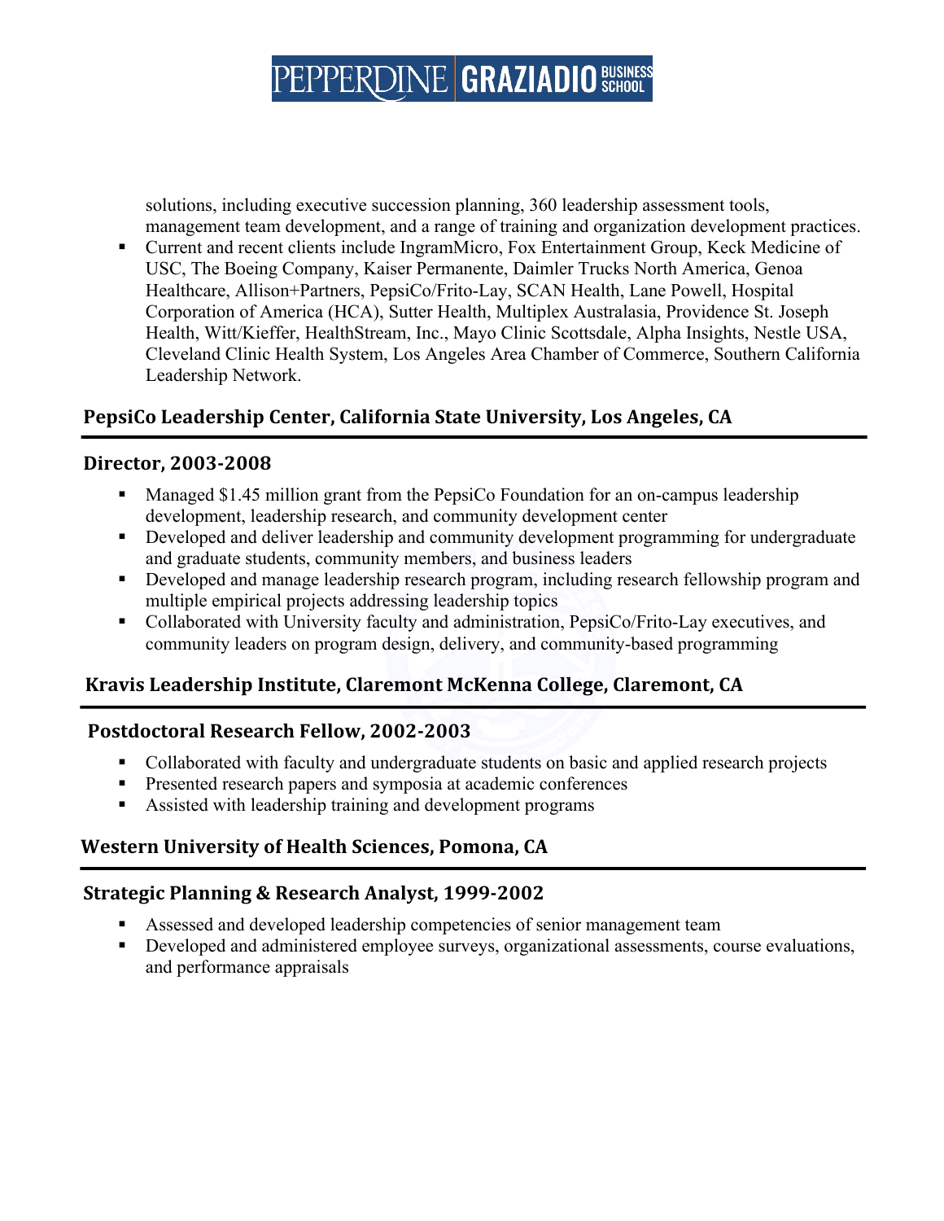solutions, including executive succession planning, 360 leadership assessment tools, management team development, and a range of training and organization development practices.

- Current and recent clients include IngramMicro, Fox Entertainment Group, Keck Medicine of USC, The Boeing Company, Kaiser Permanente, Daimler Trucks North America, Genoa Healthcare, Allison+Partners, PepsiCo/Frito-Lay, SCAN Health, Lane Powell, Hospital Corporation of America (HCA), Sutter Health, Multiplex Australasia, Providence St. Joseph Health, Witt/Kieffer, HealthStream, Inc., Mayo Clinic Scottsdale, Alpha Insights, Nestle USA, Cleveland Clinic Health System, Los Angeles Area Chamber of Commerce, Southern California Leadership Network.

## PepsiCo Leadership Center, California State University, Los Angeles, CA

### Director, 2003-2008

- Managed $1.45 million grant from the PepsiCo Foundation for an on-campus leadership development, leadership research, and community development center
- Developed and deliver leadership and community development programming for undergraduate and graduate students, community members, and business leaders
- Developed and manage leadership research program, including research fellowship program and multiple empirical projects addressing leadership topics
- Collaborated with University faculty and administration, PepsiCo/Frito-Lay executives, and community leaders on program design, delivery, and community-based programming

## Kravis Leadership Institute, Claremont McKenna College, Claremont, CA

### Postdoctoral Research Fellow, 2002-2003

- Collaborated with faculty and undergraduate students on basic and applied research projects
- Presented research papers and symposia at academic conferences
- Assisted with leadership training and development programs

## Western University of Health Sciences, Pomona, CA

### Strategic Planning & Research Analyst, 1999-2002

- Assessed and developed leadership competencies of senior management team
- Developed and administered employee surveys, organizational assessments, course evaluations, and performance appraisals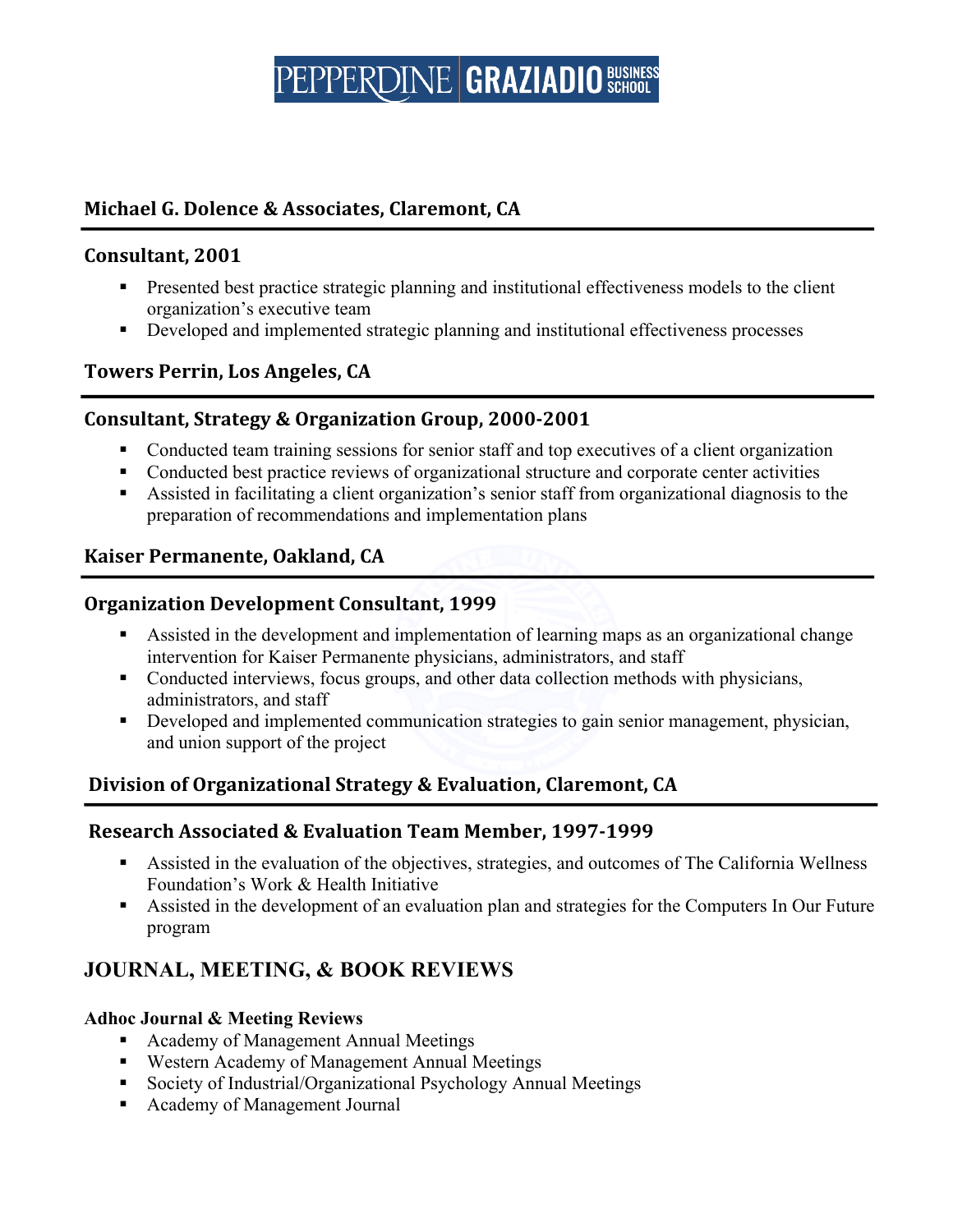### Michael G. Dolence & Associates, Claremont, CA

#### Consultant, 2001

- Presented best practice strategic planning and institutional effectiveness models to the client organization's executive team
- Developed and implemented strategic planning and institutional effectiveness processes

### Towers Perrin, Los Angeles, CA

#### Consultant, Strategy & Organization Group, 2000-2001

- Conducted team training sessions for senior staff and top executives of a client organization
- Conducted best practice reviews of organizational structure and corporate center activities
- Assisted in facilitating a client organization's senior staff from organizational diagnosis to the preparation of recommendations and implementation plans

### Kaiser Permanente, Oakland, CA

#### Organization Development Consultant, 1999

- Assisted in the development and implementation of learning maps as an organizational change intervention for Kaiser Permanente physicians, administrators, and staff
- Conducted interviews, focus groups, and other data collection methods with physicians, administrators, and staff
- Developed and implemented communication strategies to gain senior management, physician, and union support of the project

### Division of Organizational Strategy & Evaluation, Claremont, CA

#### Research Associated & Evaluation Team Member, 1997-1999

- Assisted in the evaluation of the objectives, strategies, and outcomes of The California Wellness Foundation's Work & Health Initiative
- Assisted in the development of an evaluation plan and strategies for the Computers In Our Future program

## JOURNAL, MEETING, & BOOK REVIEWS

**Adhoc Journal & Meeting Reviews**

- Academy of Management Annual Meetings
- Western Academy of Management Annual Meetings
- Society of Industrial/Organizational Psychology Annual Meetings
- Academy of Management Journal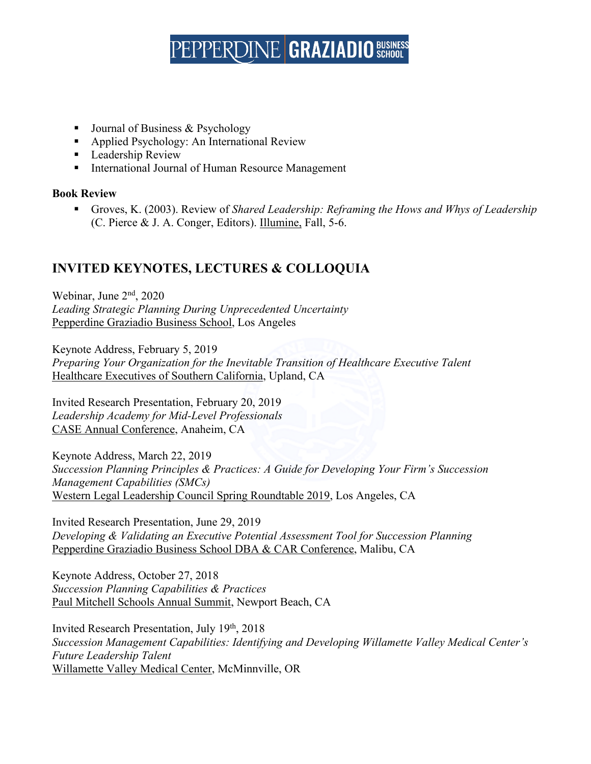- Journal of Business & Psychology
- Applied Psychology: An International Review
- Leadership Review
- International Journal of Human Resource Management

**Book Review**

- Groves, K. (2003). Review of *Shared Leadership: Reframing the Hows and Whys of Leadership* (C. Pierce & J. A. Conger, Editors). Illumine, Fall, 5-6.

## INVITED KEYNOTES, LECTURES & COLLOQUIA

Webinar, June 2nd, 2020
*Leading Strategic Planning During Unprecedented Uncertainty*
Pepperdine Graziadio Business School, Los Angeles

Keynote Address, February 5, 2019
*Preparing Your Organization for the Inevitable Transition of Healthcare Executive Talent*
Healthcare Executives of Southern California, Upland, CA

Invited Research Presentation, February 20, 2019
*Leadership Academy for Mid-Level Professionals*
CASE Annual Conference, Anaheim, CA

Keynote Address, March 22, 2019
*Succession Planning Principles & Practices: A Guide for Developing Your Firm's Succession Management Capabilities (SMCs)*
Western Legal Leadership Council Spring Roundtable 2019, Los Angeles, CA

Invited Research Presentation, June 29, 2019
*Developing & Validating an Executive Potential Assessment Tool for Succession Planning*
Pepperdine Graziadio Business School DBA & CAR Conference, Malibu, CA

Keynote Address, October 27, 2018
*Succession Planning Capabilities & Practices*
Paul Mitchell Schools Annual Summit, Newport Beach, CA

Invited Research Presentation, July 19th, 2018
*Succession Management Capabilities: Identifying and Developing Willamette Valley Medical Center's Future Leadership Talent*
Willamette Valley Medical Center, McMinnville, OR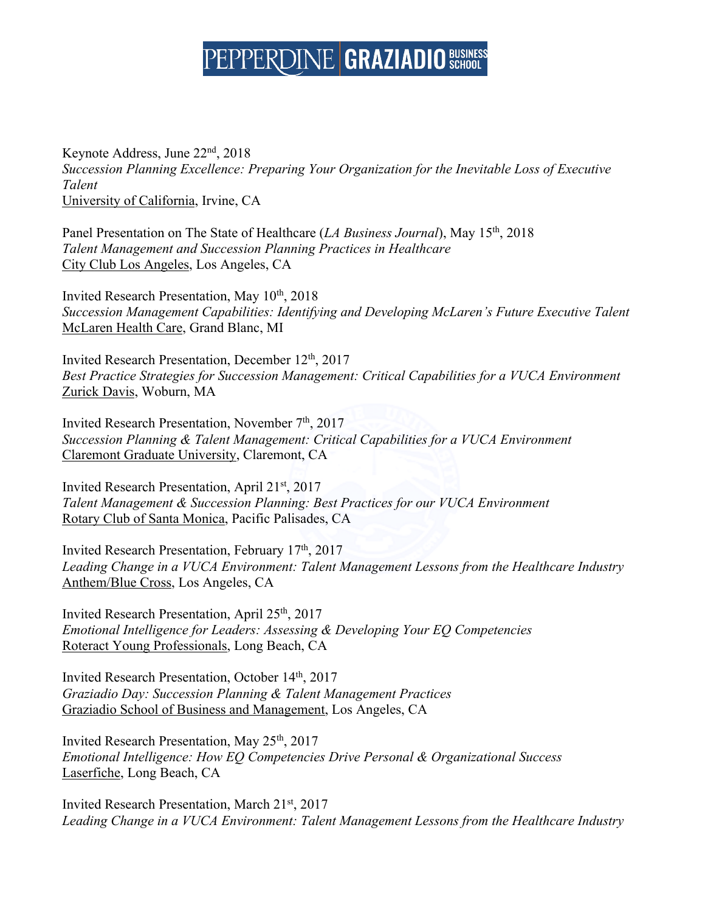Keynote Address, June 22nd, 2018
*Succession Planning Excellence: Preparing Your Organization for the Inevitable Loss of Executive Talent*
University of California, Irvine, CA

Panel Presentation on The State of Healthcare (*LA Business Journal*), May 15th, 2018
*Talent Management and Succession Planning Practices in Healthcare*
City Club Los Angeles, Los Angeles, CA

Invited Research Presentation, May 10th, 2018
*Succession Management Capabilities: Identifying and Developing McLaren's Future Executive Talent*
McLaren Health Care, Grand Blanc, MI

Invited Research Presentation, December 12th, 2017
*Best Practice Strategies for Succession Management: Critical Capabilities for a VUCA Environment*
Zurick Davis, Woburn, MA

Invited Research Presentation, November 7th, 2017
*Succession Planning & Talent Management: Critical Capabilities for a VUCA Environment*
Claremont Graduate University, Claremont, CA

Invited Research Presentation, April 21st, 2017
*Talent Management & Succession Planning: Best Practices for our VUCA Environment*
Rotary Club of Santa Monica, Pacific Palisades, CA

Invited Research Presentation, February 17th, 2017
*Leading Change in a VUCA Environment: Talent Management Lessons from the Healthcare Industry*
Anthem/Blue Cross, Los Angeles, CA

Invited Research Presentation, April 25th, 2017
*Emotional Intelligence for Leaders: Assessing & Developing Your EQ Competencies*
Roteract Young Professionals, Long Beach, CA

Invited Research Presentation, October 14th, 2017
*Graziadio Day: Succession Planning & Talent Management Practices*
Graziadio School of Business and Management, Los Angeles, CA

Invited Research Presentation, May 25th, 2017
*Emotional Intelligence: How EQ Competencies Drive Personal & Organizational Success*
Laserfiche, Long Beach, CA

Invited Research Presentation, March 21st, 2017
*Leading Change in a VUCA Environment: Talent Management Lessons from the Healthcare Industry*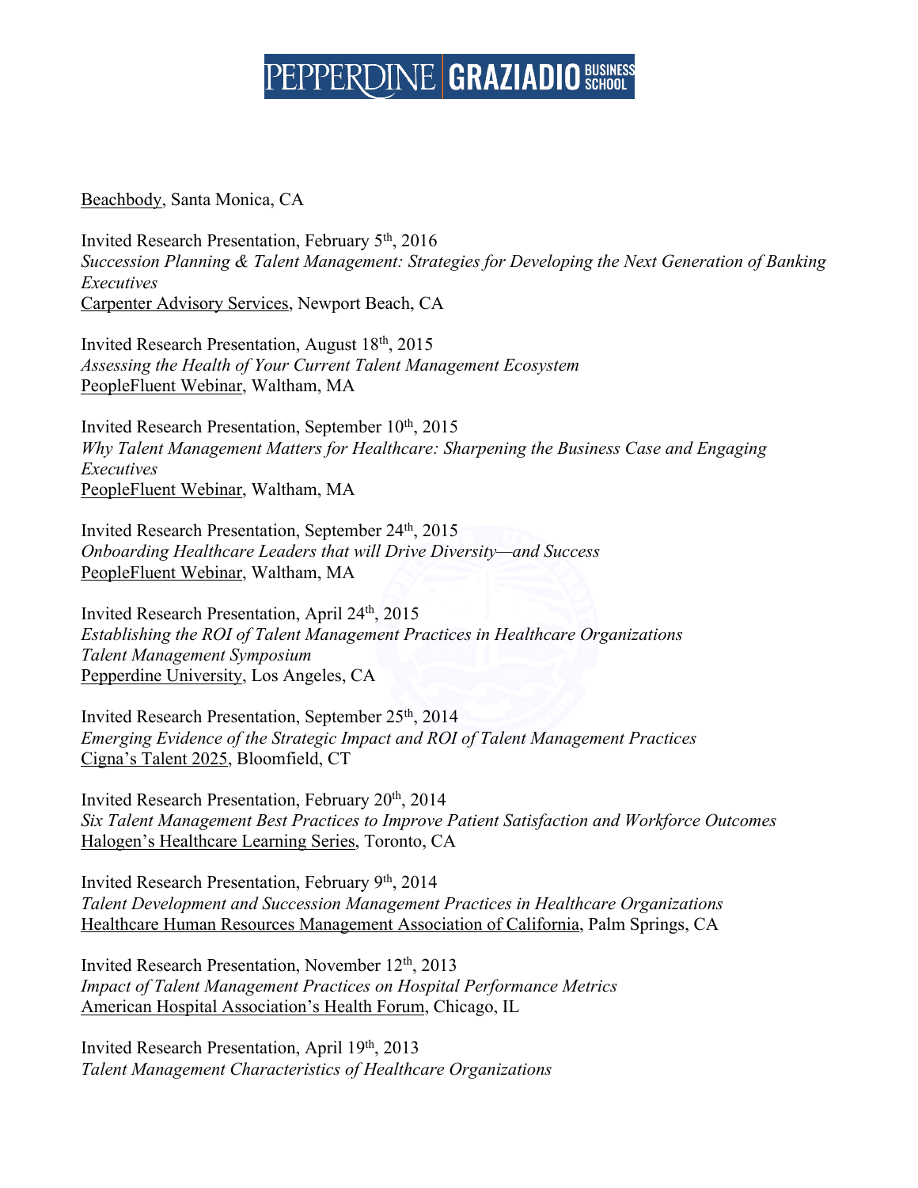Beachbody, Santa Monica, CA

Invited Research Presentation, February 5th, 2016
*Succession Planning & Talent Management: Strategies for Developing the Next Generation of Banking Executives*
Carpenter Advisory Services, Newport Beach, CA

Invited Research Presentation, August 18th, 2015
*Assessing the Health of Your Current Talent Management Ecosystem*
PeopleFluent Webinar, Waltham, MA

Invited Research Presentation, September 10th, 2015
*Why Talent Management Matters for Healthcare: Sharpening the Business Case and Engaging Executives*
PeopleFluent Webinar, Waltham, MA

Invited Research Presentation, September 24th, 2015
*Onboarding Healthcare Leaders that will Drive Diversity—and Success*
PeopleFluent Webinar, Waltham, MA

Invited Research Presentation, April 24th, 2015
*Establishing the ROI of Talent Management Practices in Healthcare Organizations*
*Talent Management Symposium*
Pepperdine University, Los Angeles, CA

Invited Research Presentation, September 25th, 2014
*Emerging Evidence of the Strategic Impact and ROI of Talent Management Practices*
Cigna's Talent 2025, Bloomfield, CT

Invited Research Presentation, February 20th, 2014
*Six Talent Management Best Practices to Improve Patient Satisfaction and Workforce Outcomes*
Halogen's Healthcare Learning Series, Toronto, CA

Invited Research Presentation, February 9th, 2014
*Talent Development and Succession Management Practices in Healthcare Organizations*
Healthcare Human Resources Management Association of California, Palm Springs, CA

Invited Research Presentation, November 12th, 2013
*Impact of Talent Management Practices on Hospital Performance Metrics*
American Hospital Association's Health Forum, Chicago, IL

Invited Research Presentation, April 19th, 2013
*Talent Management Characteristics of Healthcare Organizations*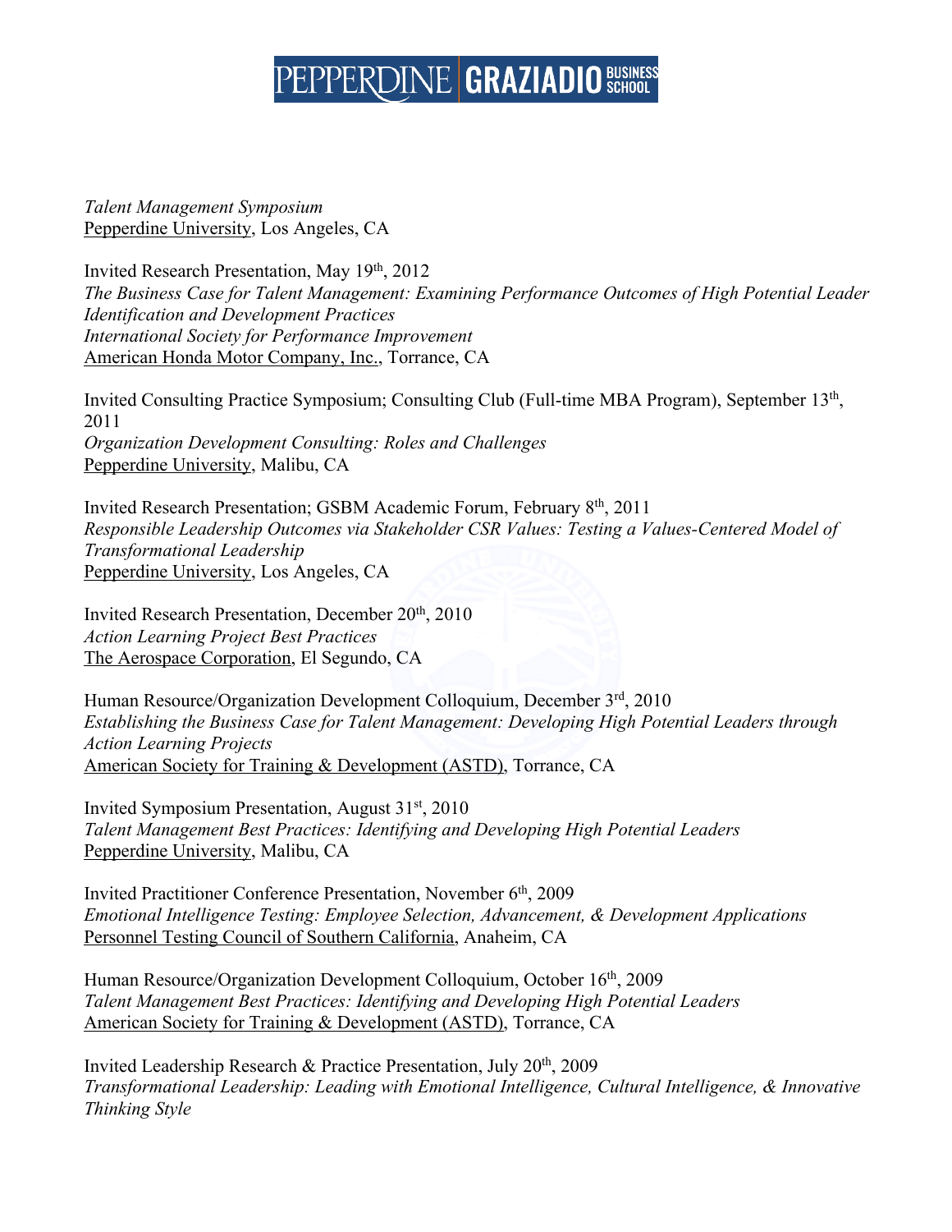*Talent Management Symposium*
Pepperdine University, Los Angeles, CA

Invited Research Presentation, May 19th, 2012
*The Business Case for Talent Management: Examining Performance Outcomes of High Potential Leader Identification and Development Practices*
*International Society for Performance Improvement*
American Honda Motor Company, Inc., Torrance, CA

Invited Consulting Practice Symposium; Consulting Club (Full-time MBA Program), September 13th, 2011
*Organization Development Consulting: Roles and Challenges*
Pepperdine University, Malibu, CA

Invited Research Presentation; GSBM Academic Forum, February 8th, 2011
*Responsible Leadership Outcomes via Stakeholder CSR Values: Testing a Values-Centered Model of Transformational Leadership*
Pepperdine University, Los Angeles, CA

Invited Research Presentation, December 20th, 2010
*Action Learning Project Best Practices*
The Aerospace Corporation, El Segundo, CA

Human Resource/Organization Development Colloquium, December 3rd, 2010
*Establishing the Business Case for Talent Management: Developing High Potential Leaders through Action Learning Projects*
American Society for Training & Development (ASTD), Torrance, CA

Invited Symposium Presentation, August 31st, 2010
*Talent Management Best Practices: Identifying and Developing High Potential Leaders*
Pepperdine University, Malibu, CA

Invited Practitioner Conference Presentation, November 6th, 2009
*Emotional Intelligence Testing: Employee Selection, Advancement, & Development Applications*
Personnel Testing Council of Southern California, Anaheim, CA

Human Resource/Organization Development Colloquium, October 16th, 2009
*Talent Management Best Practices: Identifying and Developing High Potential Leaders*
American Society for Training & Development (ASTD), Torrance, CA

Invited Leadership Research & Practice Presentation, July 20th, 2009
*Transformational Leadership: Leading with Emotional Intelligence, Cultural Intelligence, & Innovative Thinking Style*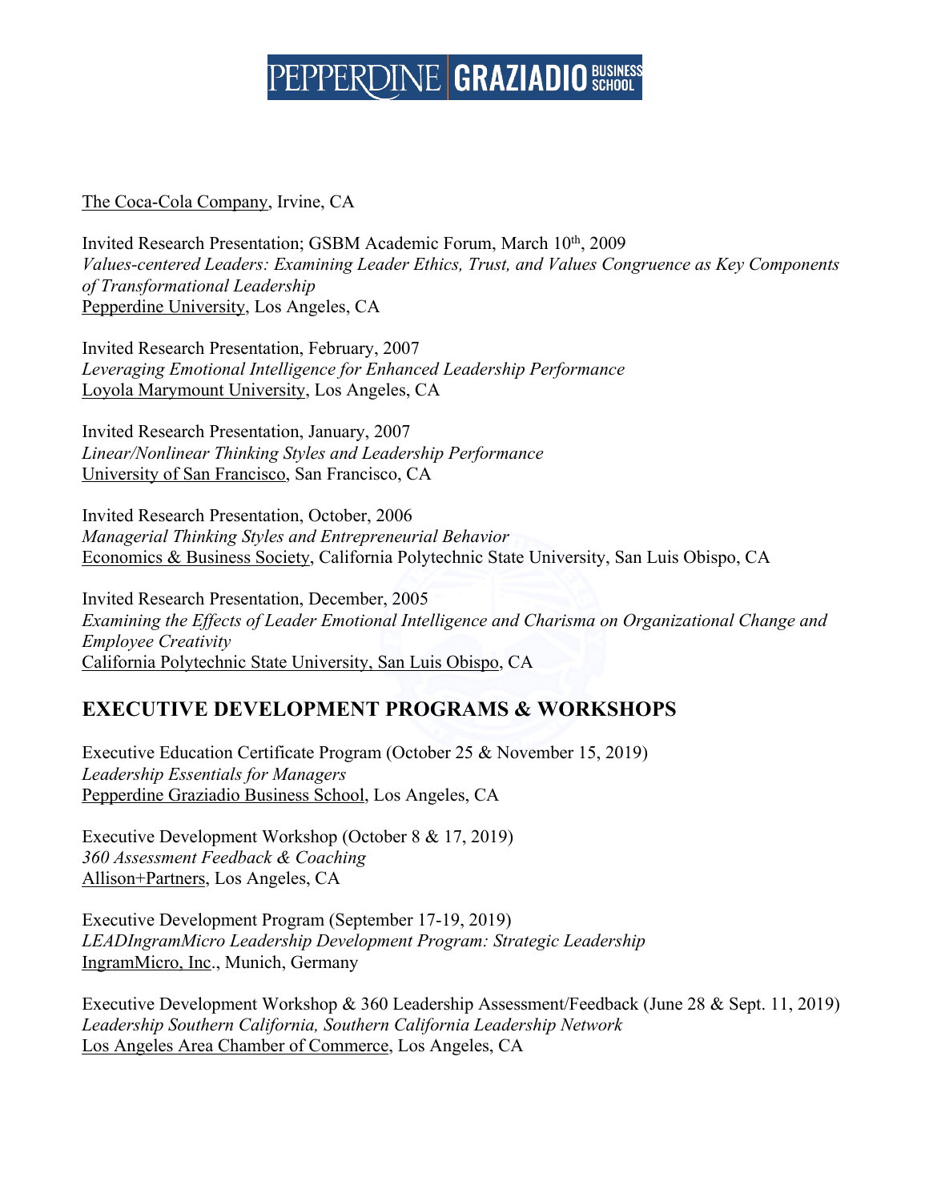The Coca-Cola Company, Irvine, CA

Invited Research Presentation; GSBM Academic Forum, March 10th, 2009
*Values-centered Leaders: Examining Leader Ethics, Trust, and Values Congruence as Key Components of Transformational Leadership*
Pepperdine University, Los Angeles, CA

Invited Research Presentation, February, 2007
*Leveraging Emotional Intelligence for Enhanced Leadership Performance*
Loyola Marymount University, Los Angeles, CA

Invited Research Presentation, January, 2007
*Linear/Nonlinear Thinking Styles and Leadership Performance*
University of San Francisco, San Francisco, CA

Invited Research Presentation, October, 2006
*Managerial Thinking Styles and Entrepreneurial Behavior*
Economics & Business Society, California Polytechnic State University, San Luis Obispo, CA

Invited Research Presentation, December, 2005
*Examining the Effects of Leader Emotional Intelligence and Charisma on Organizational Change and Employee Creativity*
California Polytechnic State University, San Luis Obispo, CA

## EXECUTIVE DEVELOPMENT PROGRAMS & WORKSHOPS

Executive Education Certificate Program (October 25 & November 15, 2019)
*Leadership Essentials for Managers*
Pepperdine Graziadio Business School, Los Angeles, CA

Executive Development Workshop (October 8 & 17, 2019)
*360 Assessment Feedback & Coaching*
Allison+Partners, Los Angeles, CA

Executive Development Program (September 17-19, 2019)
*LEADIngramMicro Leadership Development Program: Strategic Leadership*
IngramMicro, Inc., Munich, Germany

Executive Development Workshop & 360 Leadership Assessment/Feedback (June 28 & Sept. 11, 2019)
*Leadership Southern California, Southern California Leadership Network*
Los Angeles Area Chamber of Commerce, Los Angeles, CA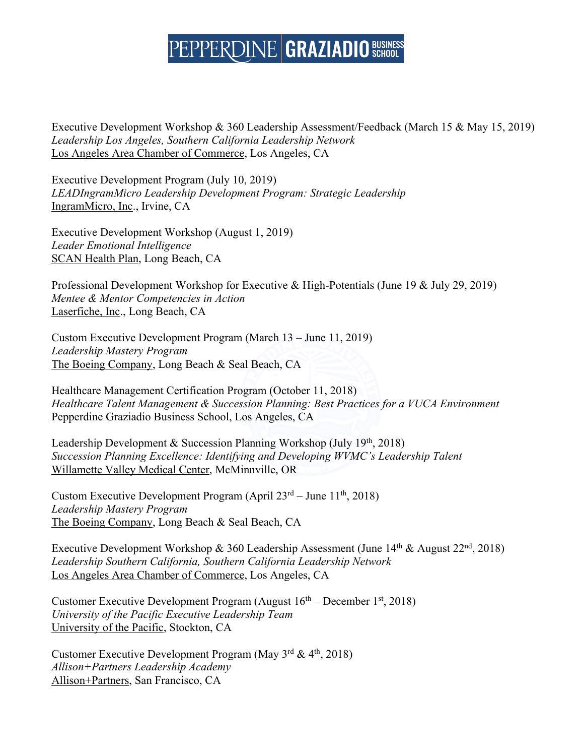Executive Development Workshop & 360 Leadership Assessment/Feedback (March 15 & May 15, 2019)
*Leadership Los Angeles, Southern California Leadership Network*
Los Angeles Area Chamber of Commerce, Los Angeles, CA

Executive Development Program (July 10, 2019)
*LEADIngramMicro Leadership Development Program: Strategic Leadership*
IngramMicro, Inc., Irvine, CA

Executive Development Workshop (August 1, 2019)
*Leader Emotional Intelligence*
SCAN Health Plan, Long Beach, CA

Professional Development Workshop for Executive & High-Potentials (June 19 & July 29, 2019)
*Mentee & Mentor Competencies in Action*
Laserfiche, Inc., Long Beach, CA

Custom Executive Development Program (March 13 – June 11, 2019)
*Leadership Mastery Program*
The Boeing Company, Long Beach & Seal Beach, CA

Healthcare Management Certification Program (October 11, 2018)
*Healthcare Talent Management & Succession Planning: Best Practices for a VUCA Environment*
Pepperdine Graziadio Business School, Los Angeles, CA

Leadership Development & Succession Planning Workshop (July 19th, 2018)
*Succession Planning Excellence: Identifying and Developing WVMC's Leadership Talent*
Willamette Valley Medical Center, McMinnville, OR

Custom Executive Development Program (April 23rd – June 11th, 2018)
*Leadership Mastery Program*
The Boeing Company, Long Beach & Seal Beach, CA

Executive Development Workshop & 360 Leadership Assessment (June 14th & August 22nd, 2018)
*Leadership Southern California, Southern California Leadership Network*
Los Angeles Area Chamber of Commerce, Los Angeles, CA

Customer Executive Development Program (August 16th – December 1st, 2018)
*University of the Pacific Executive Leadership Team*
University of the Pacific, Stockton, CA

Customer Executive Development Program (May 3rd & 4th, 2018)
*Allison+Partners Leadership Academy*
Allison+Partners, San Francisco, CA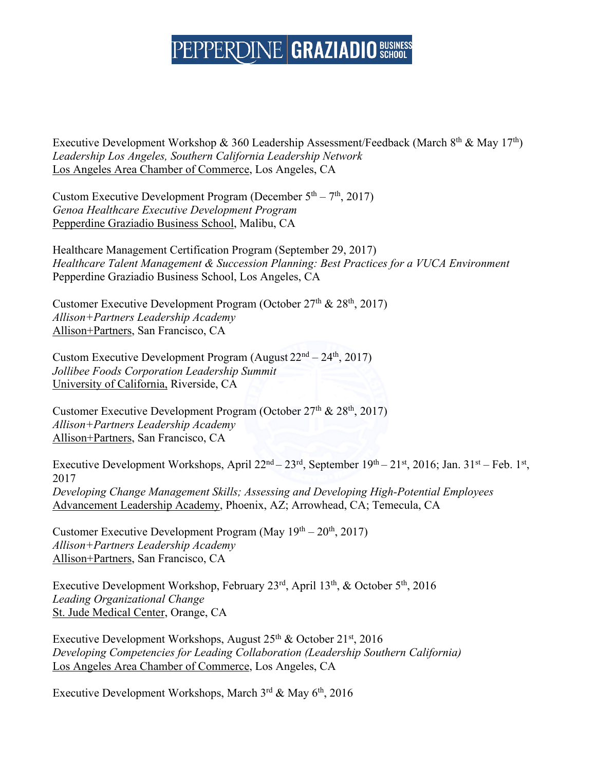Executive Development Workshop & 360 Leadership Assessment/Feedback (March 8th & May 17th)
*Leadership Los Angeles, Southern California Leadership Network*
Los Angeles Area Chamber of Commerce, Los Angeles, CA

Custom Executive Development Program (December 5th – 7th, 2017)
*Genoa Healthcare Executive Development Program*
Pepperdine Graziadio Business School, Malibu, CA

Healthcare Management Certification Program (September 29, 2017)
*Healthcare Talent Management & Succession Planning: Best Practices for a VUCA Environment*
Pepperdine Graziadio Business School, Los Angeles, CA

Customer Executive Development Program (October 27th & 28th, 2017)
*Allison+Partners Leadership Academy*
Allison+Partners, San Francisco, CA

Custom Executive Development Program (August 22nd – 24th, 2017)
*Jollibee Foods Corporation Leadership Summit*
University of California, Riverside, CA

Customer Executive Development Program (October 27th & 28th, 2017)
*Allison+Partners Leadership Academy*
Allison+Partners, San Francisco, CA

Executive Development Workshops, April 22nd – 23rd, September 19th – 21st, 2016; Jan. 31st – Feb. 1st, 2017
*Developing Change Management Skills; Assessing and Developing High-Potential Employees*
Advancement Leadership Academy, Phoenix, AZ; Arrowhead, CA; Temecula, CA

Customer Executive Development Program (May 19th – 20th, 2017)
*Allison+Partners Leadership Academy*
Allison+Partners, San Francisco, CA

Executive Development Workshop, February 23rd, April 13th, & October 5th, 2016
*Leading Organizational Change*
St. Jude Medical Center, Orange, CA

Executive Development Workshops, August 25th & October 21st, 2016
*Developing Competencies for Leading Collaboration (Leadership Southern California)*
Los Angeles Area Chamber of Commerce, Los Angeles, CA

Executive Development Workshops, March 3rd & May 6th, 2016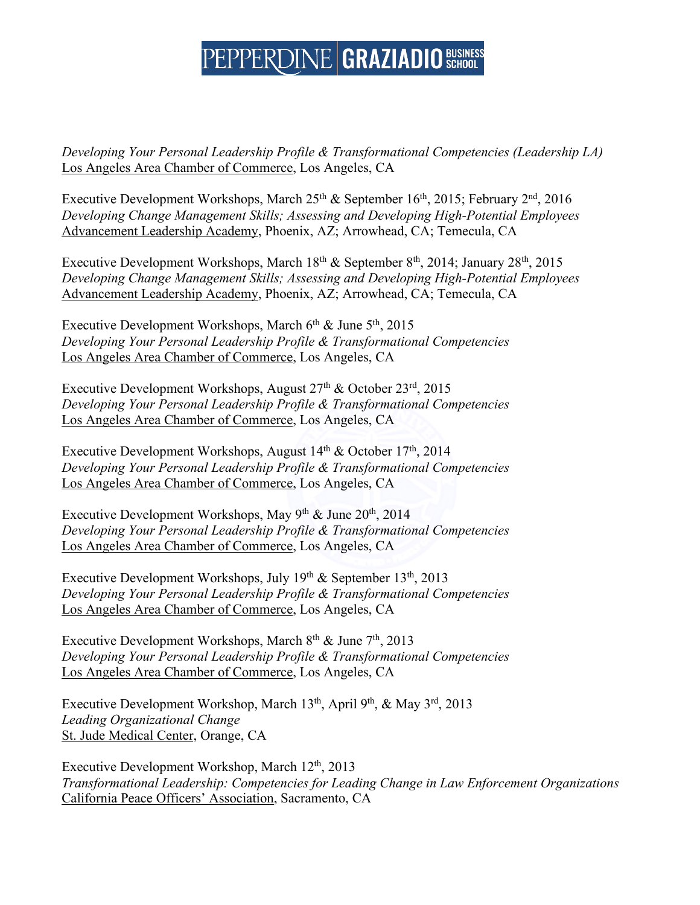*Developing Your Personal Leadership Profile & Transformational Competencies (Leadership LA)*
Los Angeles Area Chamber of Commerce, Los Angeles, CA

Executive Development Workshops, March 25th & September 16th, 2015; February 2nd, 2016
*Developing Change Management Skills; Assessing and Developing High-Potential Employees*
Advancement Leadership Academy, Phoenix, AZ; Arrowhead, CA; Temecula, CA

Executive Development Workshops, March 18th & September 8th, 2014; January 28th, 2015
*Developing Change Management Skills; Assessing and Developing High-Potential Employees*
Advancement Leadership Academy, Phoenix, AZ; Arrowhead, CA; Temecula, CA

Executive Development Workshops, March 6th & June 5th, 2015
*Developing Your Personal Leadership Profile & Transformational Competencies*
Los Angeles Area Chamber of Commerce, Los Angeles, CA

Executive Development Workshops, August 27th & October 23rd, 2015
*Developing Your Personal Leadership Profile & Transformational Competencies*
Los Angeles Area Chamber of Commerce, Los Angeles, CA

Executive Development Workshops, August 14th & October 17th, 2014
*Developing Your Personal Leadership Profile & Transformational Competencies*
Los Angeles Area Chamber of Commerce, Los Angeles, CA

Executive Development Workshops, May 9th & June 20th, 2014
*Developing Your Personal Leadership Profile & Transformational Competencies*
Los Angeles Area Chamber of Commerce, Los Angeles, CA

Executive Development Workshops, July 19th & September 13th, 2013
*Developing Your Personal Leadership Profile & Transformational Competencies*
Los Angeles Area Chamber of Commerce, Los Angeles, CA

Executive Development Workshops, March 8th & June 7th, 2013
*Developing Your Personal Leadership Profile & Transformational Competencies*
Los Angeles Area Chamber of Commerce, Los Angeles, CA

Executive Development Workshop, March 13th, April 9th, & May 3rd, 2013
*Leading Organizational Change*
St. Jude Medical Center, Orange, CA

Executive Development Workshop, March 12th, 2013
*Transformational Leadership: Competencies for Leading Change in Law Enforcement Organizations*
California Peace Officers' Association, Sacramento, CA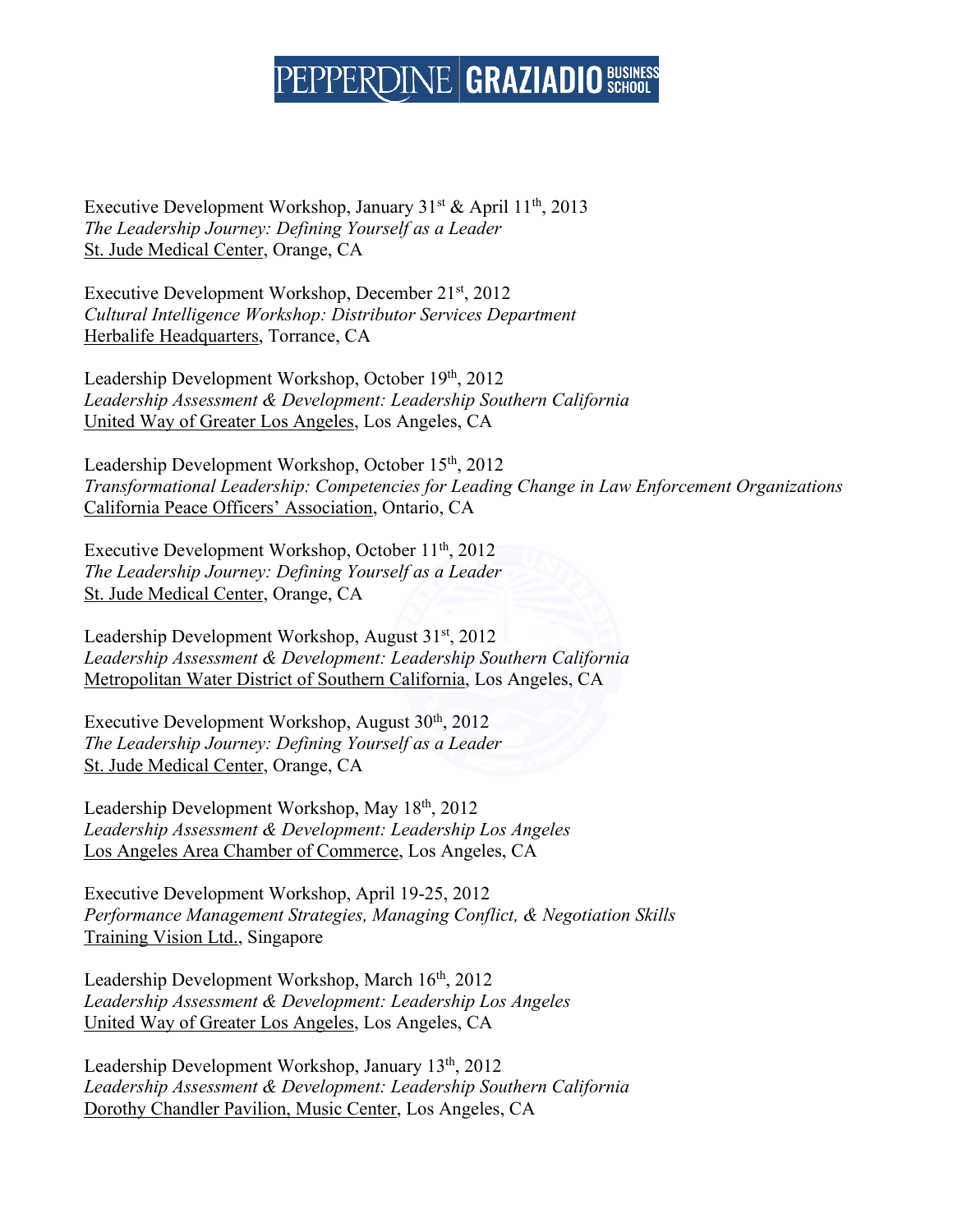Executive Development Workshop, January 31st & April 11th, 2013
*The Leadership Journey: Defining Yourself as a Leader*
St. Jude Medical Center, Orange, CA

Executive Development Workshop, December 21st, 2012
*Cultural Intelligence Workshop: Distributor Services Department*
Herbalife Headquarters, Torrance, CA

Leadership Development Workshop, October 19th, 2012
*Leadership Assessment & Development: Leadership Southern California*
United Way of Greater Los Angeles, Los Angeles, CA

Leadership Development Workshop, October 15th, 2012
*Transformational Leadership: Competencies for Leading Change in Law Enforcement Organizations*
California Peace Officers' Association, Ontario, CA

Executive Development Workshop, October 11th, 2012
*The Leadership Journey: Defining Yourself as a Leader*
St. Jude Medical Center, Orange, CA

Leadership Development Workshop, August 31st, 2012
*Leadership Assessment & Development: Leadership Southern California*
Metropolitan Water District of Southern California, Los Angeles, CA

Executive Development Workshop, August 30th, 2012
*The Leadership Journey: Defining Yourself as a Leader*
St. Jude Medical Center, Orange, CA

Leadership Development Workshop, May 18th, 2012
*Leadership Assessment & Development: Leadership Los Angeles*
Los Angeles Area Chamber of Commerce, Los Angeles, CA

Executive Development Workshop, April 19-25, 2012
*Performance Management Strategies, Managing Conflict, & Negotiation Skills*
Training Vision Ltd., Singapore

Leadership Development Workshop, March 16th, 2012
*Leadership Assessment & Development: Leadership Los Angeles*
United Way of Greater Los Angeles, Los Angeles, CA

Leadership Development Workshop, January 13th, 2012
*Leadership Assessment & Development: Leadership Southern California*
Dorothy Chandler Pavilion, Music Center, Los Angeles, CA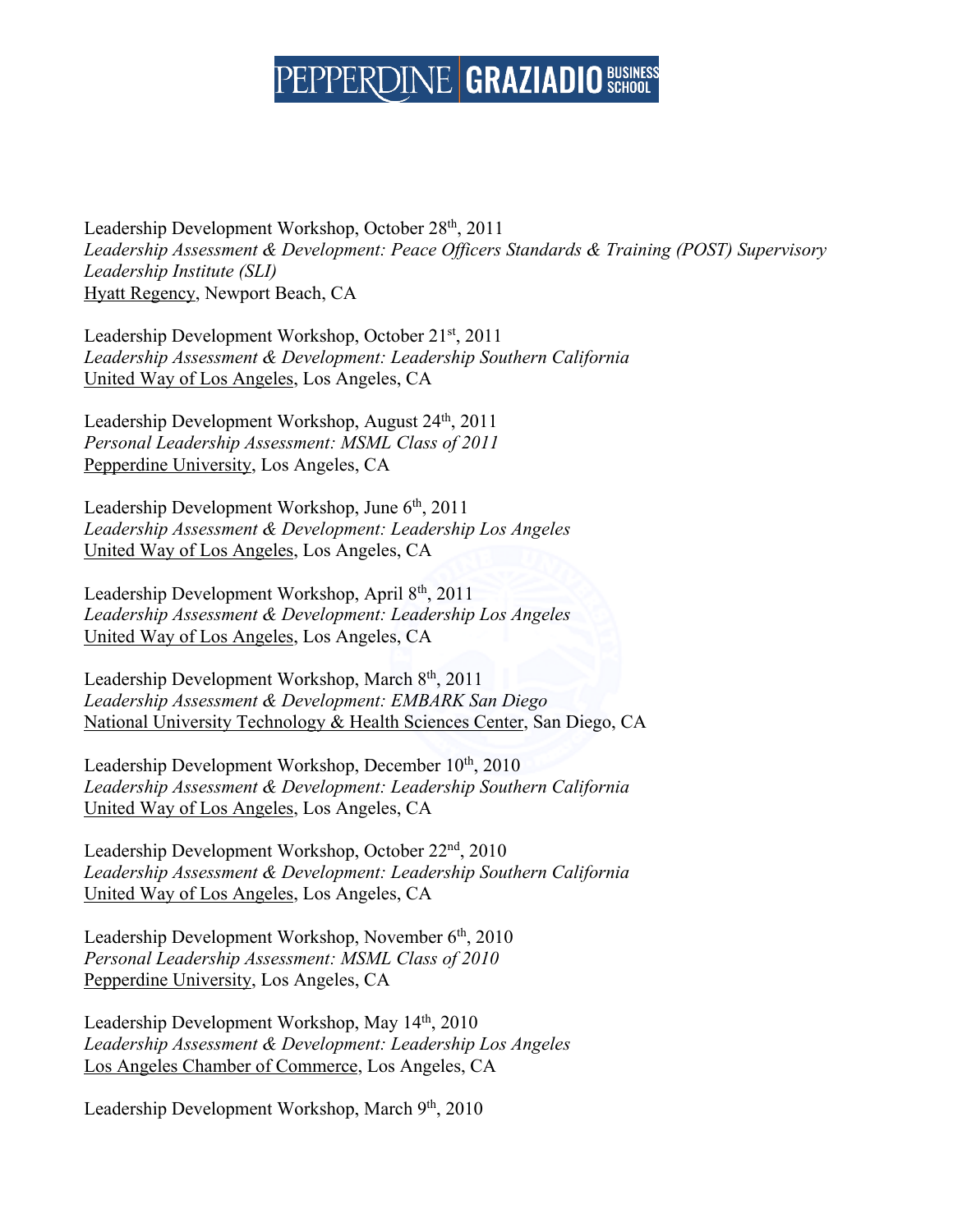Leadership Development Workshop, October 28th, 2011
*Leadership Assessment & Development: Peace Officers Standards & Training (POST) Supervisory Leadership Institute (SLI)*
Hyatt Regency, Newport Beach, CA

Leadership Development Workshop, October 21st, 2011
*Leadership Assessment & Development: Leadership Southern California*
United Way of Los Angeles, Los Angeles, CA

Leadership Development Workshop, August 24th, 2011
*Personal Leadership Assessment: MSML Class of 2011*
Pepperdine University, Los Angeles, CA

Leadership Development Workshop, June 6th, 2011
*Leadership Assessment & Development: Leadership Los Angeles*
United Way of Los Angeles, Los Angeles, CA

Leadership Development Workshop, April 8th, 2011
*Leadership Assessment & Development: Leadership Los Angeles*
United Way of Los Angeles, Los Angeles, CA

Leadership Development Workshop, March 8th, 2011
*Leadership Assessment & Development: EMBARK San Diego*
National University Technology & Health Sciences Center, San Diego, CA

Leadership Development Workshop, December 10th, 2010
*Leadership Assessment & Development: Leadership Southern California*
United Way of Los Angeles, Los Angeles, CA

Leadership Development Workshop, October 22nd, 2010
*Leadership Assessment & Development: Leadership Southern California*
United Way of Los Angeles, Los Angeles, CA

Leadership Development Workshop, November 6th, 2010
*Personal Leadership Assessment: MSML Class of 2010*
Pepperdine University, Los Angeles, CA

Leadership Development Workshop, May 14th, 2010
*Leadership Assessment & Development: Leadership Los Angeles*
Los Angeles Chamber of Commerce, Los Angeles, CA

Leadership Development Workshop, March 9th, 2010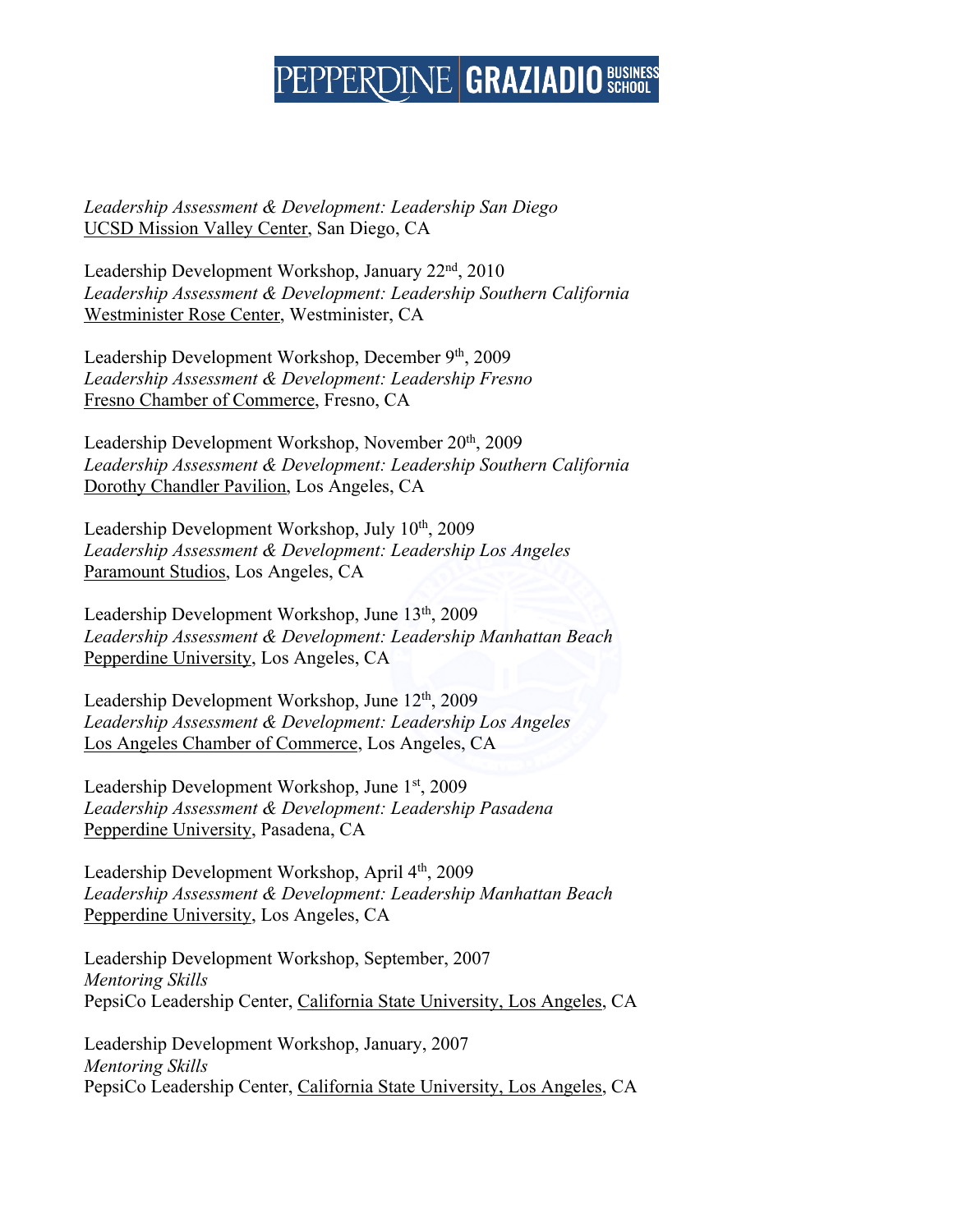*Leadership Assessment & Development: Leadership San Diego*
UCSD Mission Valley Center, San Diego, CA

Leadership Development Workshop, January 22nd, 2010
*Leadership Assessment & Development: Leadership Southern California*
Westminister Rose Center, Westminister, CA

Leadership Development Workshop, December 9th, 2009
*Leadership Assessment & Development: Leadership Fresno*
Fresno Chamber of Commerce, Fresno, CA

Leadership Development Workshop, November 20th, 2009
*Leadership Assessment & Development: Leadership Southern California*
Dorothy Chandler Pavilion, Los Angeles, CA

Leadership Development Workshop, July 10th, 2009
*Leadership Assessment & Development: Leadership Los Angeles*
Paramount Studios, Los Angeles, CA

Leadership Development Workshop, June 13th, 2009
*Leadership Assessment & Development: Leadership Manhattan Beach*
Pepperdine University, Los Angeles, CA

Leadership Development Workshop, June 12th, 2009
*Leadership Assessment & Development: Leadership Los Angeles*
Los Angeles Chamber of Commerce, Los Angeles, CA

Leadership Development Workshop, June 1st, 2009
*Leadership Assessment & Development: Leadership Pasadena*
Pepperdine University, Pasadena, CA

Leadership Development Workshop, April 4th, 2009
*Leadership Assessment & Development: Leadership Manhattan Beach*
Pepperdine University, Los Angeles, CA

Leadership Development Workshop, September, 2007
*Mentoring Skills*
PepsiCo Leadership Center, California State University, Los Angeles, CA

Leadership Development Workshop, January, 2007
*Mentoring Skills*
PepsiCo Leadership Center, California State University, Los Angeles, CA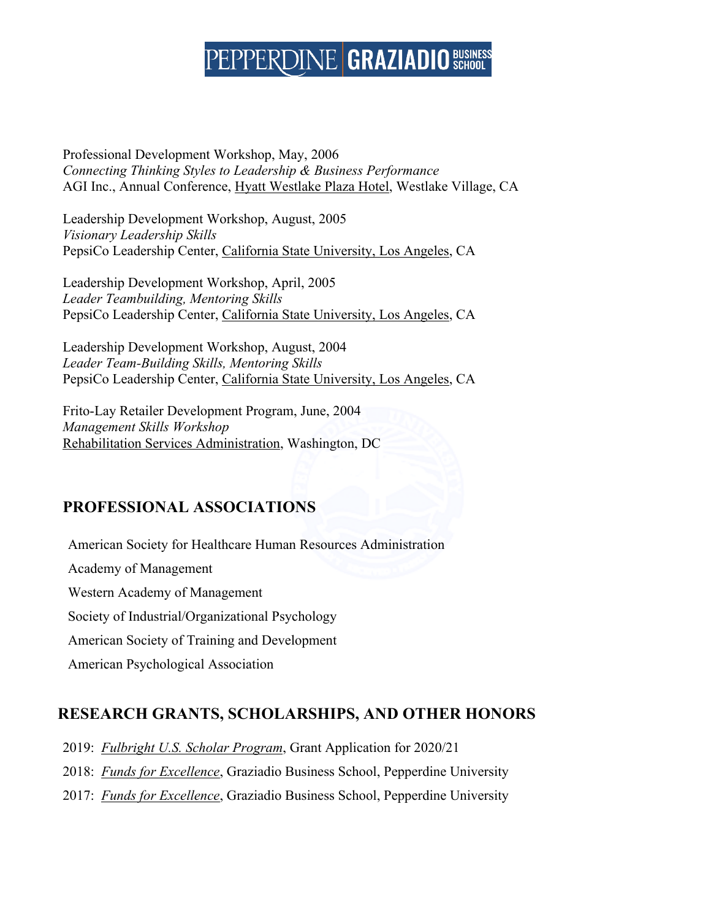Professional Development Workshop, May, 2006
*Connecting Thinking Styles to Leadership & Business Performance*
AGI Inc., Annual Conference, Hyatt Westlake Plaza Hotel, Westlake Village, CA

Leadership Development Workshop, August, 2005
*Visionary Leadership Skills*
PepsiCo Leadership Center, California State University, Los Angeles, CA

Leadership Development Workshop, April, 2005
*Leader Teambuilding, Mentoring Skills*
PepsiCo Leadership Center, California State University, Los Angeles, CA

Leadership Development Workshop, August, 2004
*Leader Team-Building Skills, Mentoring Skills*
PepsiCo Leadership Center, California State University, Los Angeles, CA

Frito-Lay Retailer Development Program, June, 2004
*Management Skills Workshop*
Rehabilitation Services Administration, Washington, DC

## PROFESSIONAL ASSOCIATIONS

American Society for Healthcare Human Resources Administration

Academy of Management

Western Academy of Management

Society of Industrial/Organizational Psychology

American Society of Training and Development

American Psychological Association

## RESEARCH GRANTS, SCHOLARSHIPS, AND OTHER HONORS

2019: *Fulbright U.S. Scholar Program*, Grant Application for 2020/21

2018: *Funds for Excellence*, Graziadio Business School, Pepperdine University

2017: *Funds for Excellence*, Graziadio Business School, Pepperdine University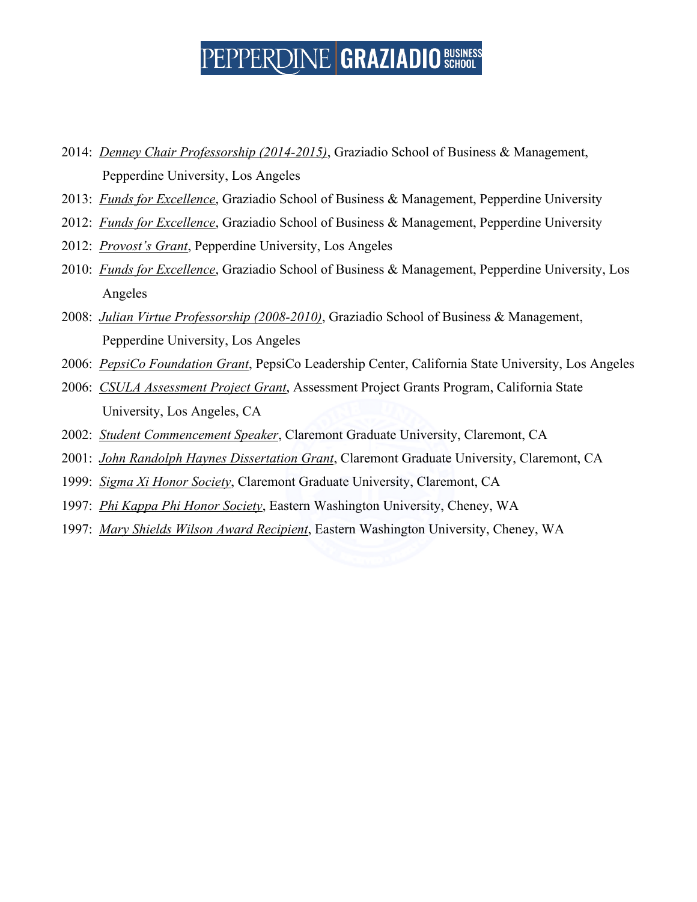2014: *Denney Chair Professorship (2014-2015)*, Graziadio School of Business & Management, Pepperdine University, Los Angeles

2013: *Funds for Excellence*, Graziadio School of Business & Management, Pepperdine University

2012: *Funds for Excellence*, Graziadio School of Business & Management, Pepperdine University

2012: *Provost's Grant*, Pepperdine University, Los Angeles

2010: *Funds for Excellence*, Graziadio School of Business & Management, Pepperdine University, Los Angeles

2008: *Julian Virtue Professorship (2008-2010)*, Graziadio School of Business & Management, Pepperdine University, Los Angeles

2006: *PepsiCo Foundation Grant*, PepsiCo Leadership Center, California State University, Los Angeles

2006: *CSULA Assessment Project Grant*, Assessment Project Grants Program, California State University, Los Angeles, CA

2002: *Student Commencement Speaker*, Claremont Graduate University, Claremont, CA

2001: *John Randolph Haynes Dissertation Grant*, Claremont Graduate University, Claremont, CA

1999: *Sigma Xi Honor Society*, Claremont Graduate University, Claremont, CA

1997: *Phi Kappa Phi Honor Society*, Eastern Washington University, Cheney, WA

1997: *Mary Shields Wilson Award Recipient*, Eastern Washington University, Cheney, WA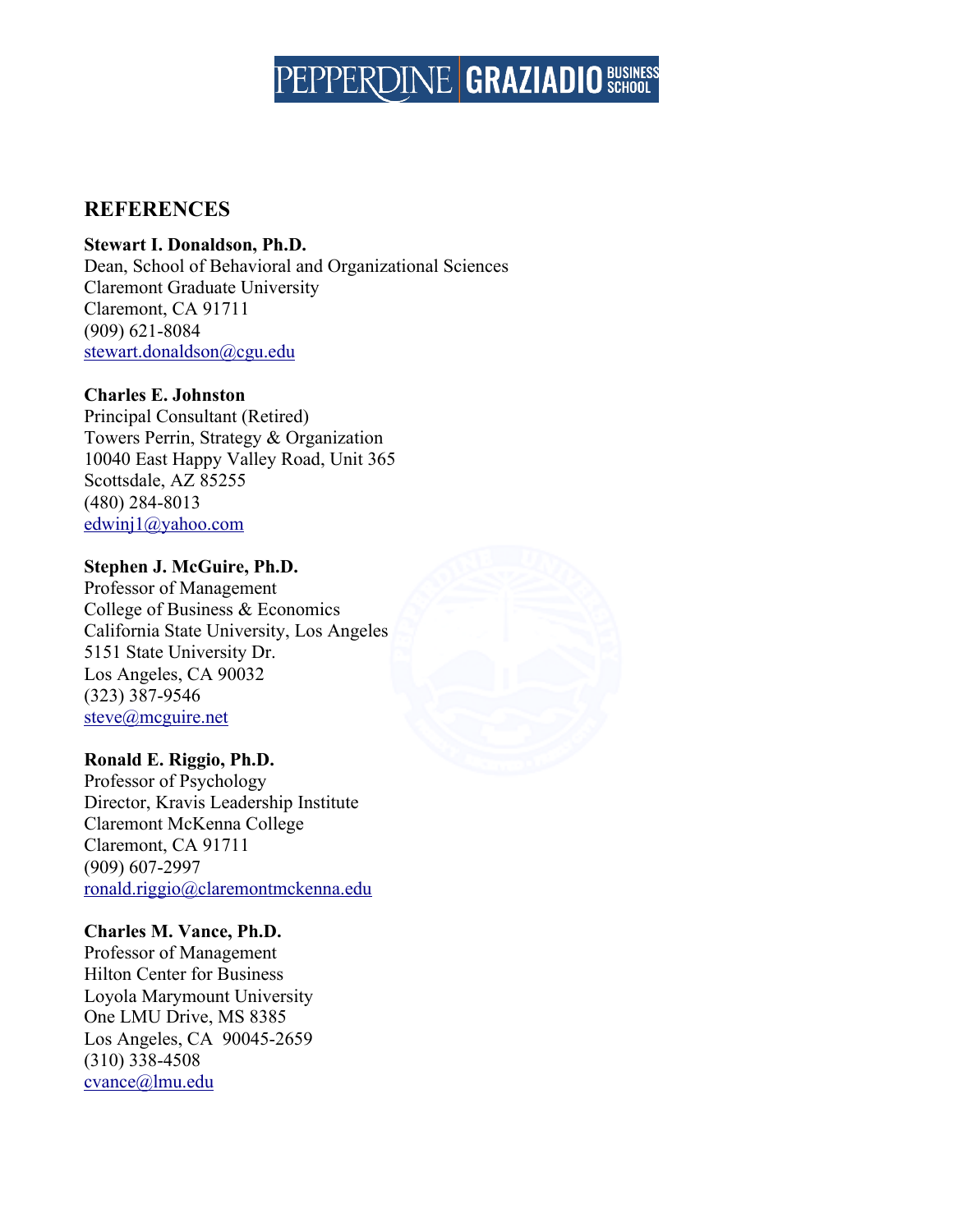## REFERENCES

**Stewart I. Donaldson, Ph.D.**
Dean, School of Behavioral and Organizational Sciences
Claremont Graduate University
Claremont, CA 91711
(909) 621-8084
stewart.donaldson@cgu.edu

**Charles E. Johnston**
Principal Consultant (Retired)
Towers Perrin, Strategy & Organization
10040 East Happy Valley Road, Unit 365
Scottsdale, AZ 85255
(480) 284-8013
edwinj1@yahoo.com

**Stephen J. McGuire, Ph.D.**
Professor of Management
College of Business & Economics
California State University, Los Angeles
5151 State University Dr.
Los Angeles, CA 90032
(323) 387-9546
steve@mcguire.net

**Ronald E. Riggio, Ph.D.**
Professor of Psychology
Director, Kravis Leadership Institute
Claremont McKenna College
Claremont, CA 91711
(909) 607-2997
ronald.riggio@claremontmckenna.edu

**Charles M. Vance, Ph.D.**
Professor of Management
Hilton Center for Business
Loyola Marymount University
One LMU Drive, MS 8385
Los Angeles, CA 90045-2659
(310) 338-4508
cvance@lmu.edu